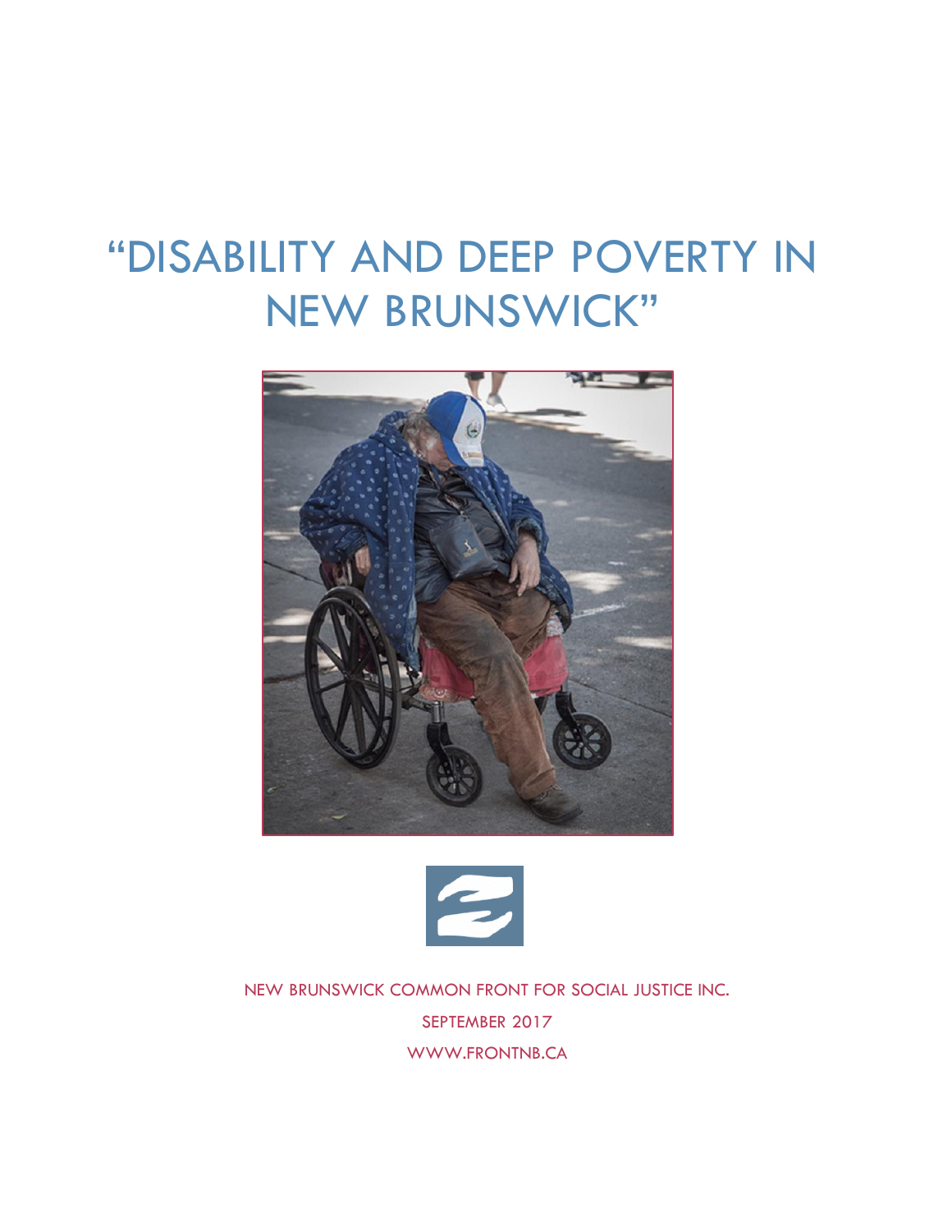# "DISABILITY AND DEEP POVERTY IN NEW BRUNSWICK"

NEW BRUNSWICK COMMON FRONT FOR SOCIAL JUSTICE INC.

SEPTEMBER 2017

WWW.FRONTNB.CA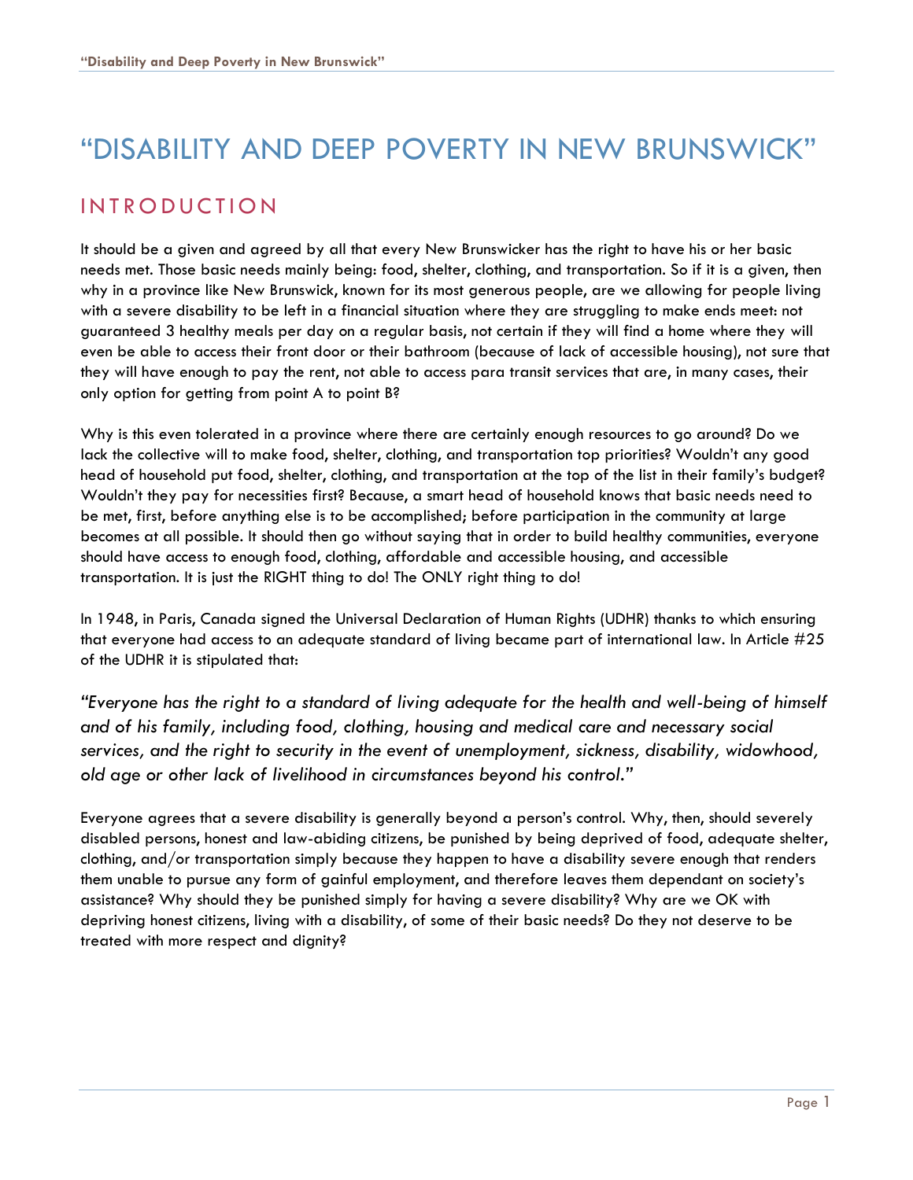# "DISABILITY AND DEEP POVERTY IN NEW BRUNSWICK"

## INTRODUCTION

It should be a given and agreed by all that every New Brunswicker has the right to have his or her basic needs met. Those basic needs mainly being: food, shelter, clothing, and transportation. So if it is a given, then why in a province like New Brunswick, known for its most generous people, are we allowing for people living with a severe disability to be left in a financial situation where they are struggling to make ends meet: not guaranteed 3 healthy meals per day on a regular basis, not certain if they will find a home where they will even be able to access their front door or their bathroom (because of lack of accessible housing), not sure that they will have enough to pay the rent, not able to access para transit services that are, in many cases, their only option for getting from point A to point B?

Why is this even tolerated in a province where there are certainly enough resources to go around? Do we lack the collective will to make food, shelter, clothing, and transportation top priorities? Wouldn't any good head of household put food, shelter, clothing, and transportation at the top of the list in their family's budget? Wouldn't they pay for necessities first? Because, a smart head of household knows that basic needs need to be met, first, before anything else is to be accomplished; before participation in the community at large becomes at all possible. It should then go without saying that in order to build healthy communities, everyone should have access to enough food, clothing, affordable and accessible housing, and accessible transportation. It is just the RIGHT thing to do! The ONLY right thing to do!

In 1948, in Paris, Canada signed the Universal Declaration of Human Rights (UDHR) thanks to which ensuring that everyone had access to an adequate standard of living became part of international law. In Article #25 of the UDHR it is stipulated that:

*"Everyone has the right to a standard of living adequate for the health and well-being of himself and of his family, including food, clothing, housing and medical care and necessary social services, and the right to security in the event of unemployment, sickness, disability, widowhood, old age or other lack of livelihood in circumstances beyond his control."*

Everyone agrees that a severe disability is generally beyond a person's control. Why, then, should severely disabled persons, honest and law-abiding citizens, be punished by being deprived of food, adequate shelter, clothing, and/or transportation simply because they happen to have a disability severe enough that renders them unable to pursue any form of gainful employment, and therefore leaves them dependant on society's assistance? Why should they be punished simply for having a severe disability? Why are we OK with depriving honest citizens, living with a disability, of some of their basic needs? Do they not deserve to be treated with more respect and dignity?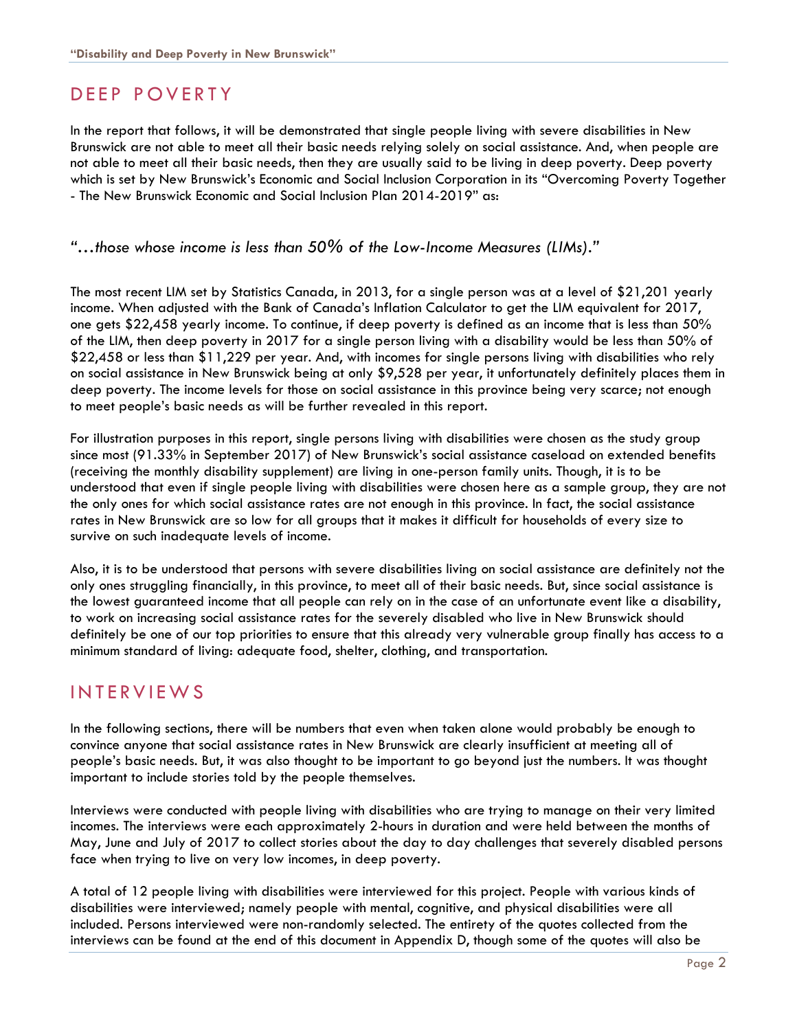## DEEP POVERTY

In the report that follows, it will be demonstrated that single people living with severe disabilities in New Brunswick are not able to meet all their basic needs relying solely on social assistance. And, when people are not able to meet all their basic needs, then they are usually said to be living in deep poverty. Deep poverty which is set by New Brunswick's Economic and Social Inclusion Corporation in its "Overcoming Poverty Together - The New Brunswick Economic and Social Inclusion Plan 2014-2019" as:

*"…those whose income is less than 50% of the Low-Income Measures (LIMs)."*

The most recent LIM set by Statistics Canada, in 2013, for a single person was at a level of $21,201 yearly income. When adjusted with the Bank of Canada's Inflation Calculator to get the LIM equivalent for 2017, one gets $22,458 yearly income. To continue, if deep poverty is defined as an income that is less than 50% of the LIM, then deep poverty in 2017 for a single person living with a disability would be less than 50% of $22,458 or less than $11,229 per year. And, with incomes for single persons living with disabilities who rely on social assistance in New Brunswick being at only $9,528 per year, it unfortunately definitely places them in deep poverty. The income levels for those on social assistance in this province being very scarce; not enough to meet people's basic needs as will be further revealed in this report.

For illustration purposes in this report, single persons living with disabilities were chosen as the study group since most (91.33% in September 2017) of New Brunswick's social assistance caseload on extended benefits (receiving the monthly disability supplement) are living in one-person family units. Though, it is to be understood that even if single people living with disabilities were chosen here as a sample group, they are not the only ones for which social assistance rates are not enough in this province. In fact, the social assistance rates in New Brunswick are so low for all groups that it makes it difficult for households of every size to survive on such inadequate levels of income.

Also, it is to be understood that persons with severe disabilities living on social assistance are definitely not the only ones struggling financially, in this province, to meet all of their basic needs. But, since social assistance is the lowest guaranteed income that all people can rely on in the case of an unfortunate event like a disability, to work on increasing social assistance rates for the severely disabled who live in New Brunswick should definitely be one of our top priorities to ensure that this already very vulnerable group finally has access to a minimum standard of living: adequate food, shelter, clothing, and transportation.

## INTERVIEWS

In the following sections, there will be numbers that even when taken alone would probably be enough to convince anyone that social assistance rates in New Brunswick are clearly insufficient at meeting all of people's basic needs. But, it was also thought to be important to go beyond just the numbers. It was thought important to include stories told by the people themselves.

Interviews were conducted with people living with disabilities who are trying to manage on their very limited incomes. The interviews were each approximately 2-hours in duration and were held between the months of May, June and July of 2017 to collect stories about the day to day challenges that severely disabled persons face when trying to live on very low incomes, in deep poverty.

A total of 12 people living with disabilities were interviewed for this project. People with various kinds of disabilities were interviewed; namely people with mental, cognitive, and physical disabilities were all included. Persons interviewed were non-randomly selected. The entirety of the quotes collected from the interviews can be found at the end of this document in Appendix D, though some of the quotes will also be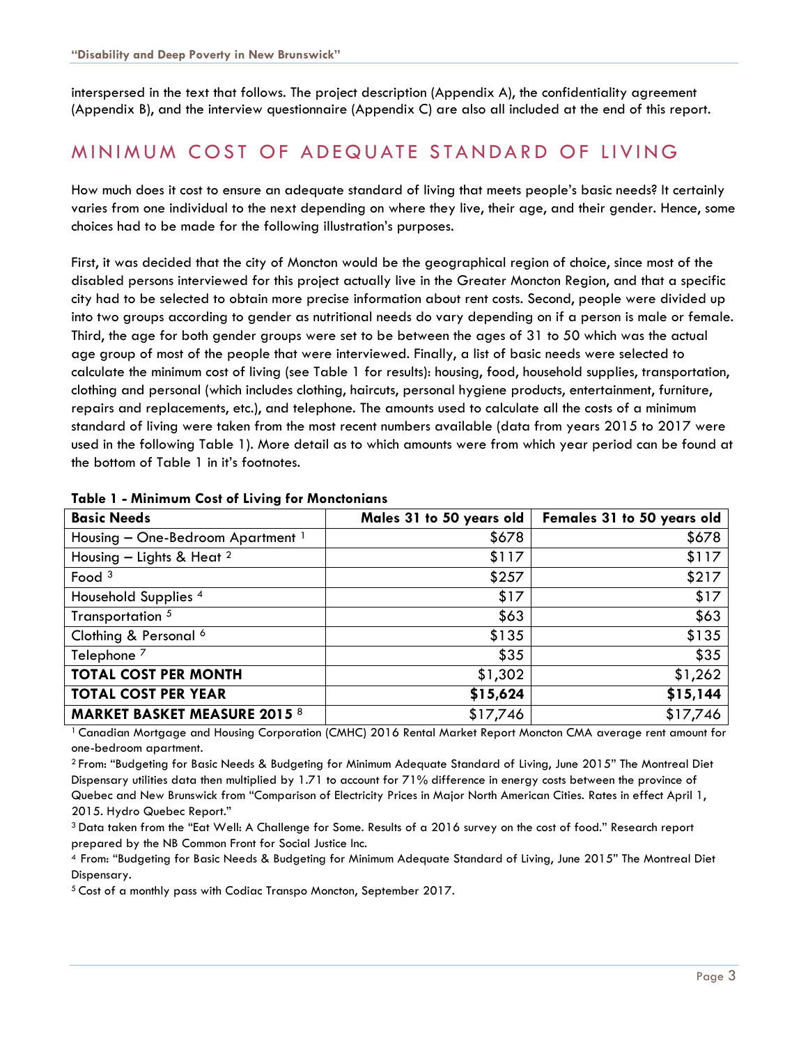interspersed in the text that follows. The project description (Appendix A), the confidentiality agreement (Appendix B), and the interview questionnaire (Appendix C) are also all included at the end of this report.

## MINIMUM COST OF ADEQUATE STANDARD OF LIVING

How much does it cost to ensure an adequate standard of living that meets people's basic needs? It certainly varies from one individual to the next depending on where they live, their age, and their gender. Hence, some choices had to be made for the following illustration's purposes.

First, it was decided that the city of Moncton would be the geographical region of choice, since most of the disabled persons interviewed for this project actually live in the Greater Moncton Region, and that a specific city had to be selected to obtain more precise information about rent costs. Second, people were divided up into two groups according to gender as nutritional needs do vary depending on if a person is male or female. Third, the age for both gender groups were set to be between the ages of 31 to 50 which was the actual age group of most of the people that were interviewed. Finally, a list of basic needs were selected to calculate the minimum cost of living (see Table 1 for results): housing, food, household supplies, transportation, clothing and personal (which includes clothing, haircuts, personal hygiene products, entertainment, furniture, repairs and replacements, etc.), and telephone. The amounts used to calculate all the costs of a minimum standard of living were taken from the most recent numbers available (data from years 2015 to 2017 were used in the following Table 1). More detail as to which amounts were from which year period can be found at the bottom of Table 1 in it's footnotes.

**Table 1 - Minimum Cost of Living for Monctonians**

| **Basic Needs** | **Males 31 to 50 years old** | **Females 31 to 50 years old** |
|---|---|---|
| Housing – One-Bedroom Apartment [1] | $678 | $678 |
| Housing – Lights & Heat [2] | $117 | $117 |
| Food [3] | $257 | $217 |
| Household Supplies [4] | $17 | $17 |
| Transportation [5] | $63 | $63 |
| Clothing & Personal [6] | $135 | $135 |
| Telephone [7] | $35 | $35 |
| **TOTAL COST PER MONTH** | $1,302 | $1,262 |
| **TOTAL COST PER YEAR** | **$15,624** | **$15,144** |
| **MARKET BASKET MEASURE 2015 [8]** | $17,746 | $17,746 |

[1] Canadian Mortgage and Housing Corporation (CMHC) 2016 Rental Market Report Moncton CMA average rent amount for one-bedroom apartment.

[2] From: "Budgeting for Basic Needs & Budgeting for Minimum Adequate Standard of Living, June 2015" The Montreal Diet Dispensary utilities data then multiplied by 1.71 to account for 71% difference in energy costs between the province of Quebec and New Brunswick from "Comparison of Electricity Prices in Major North American Cities. Rates in effect April 1, 2015. Hydro Quebec Report."

[3] Data taken from the "Eat Well: A Challenge for Some. Results of a 2016 survey on the cost of food." Research report prepared by the NB Common Front for Social Justice Inc.

[4] From: "Budgeting for Basic Needs & Budgeting for Minimum Adequate Standard of Living, June 2015" The Montreal Diet Dispensary.

[5] Cost of a monthly pass with Codiac Transpo Moncton, September 2017.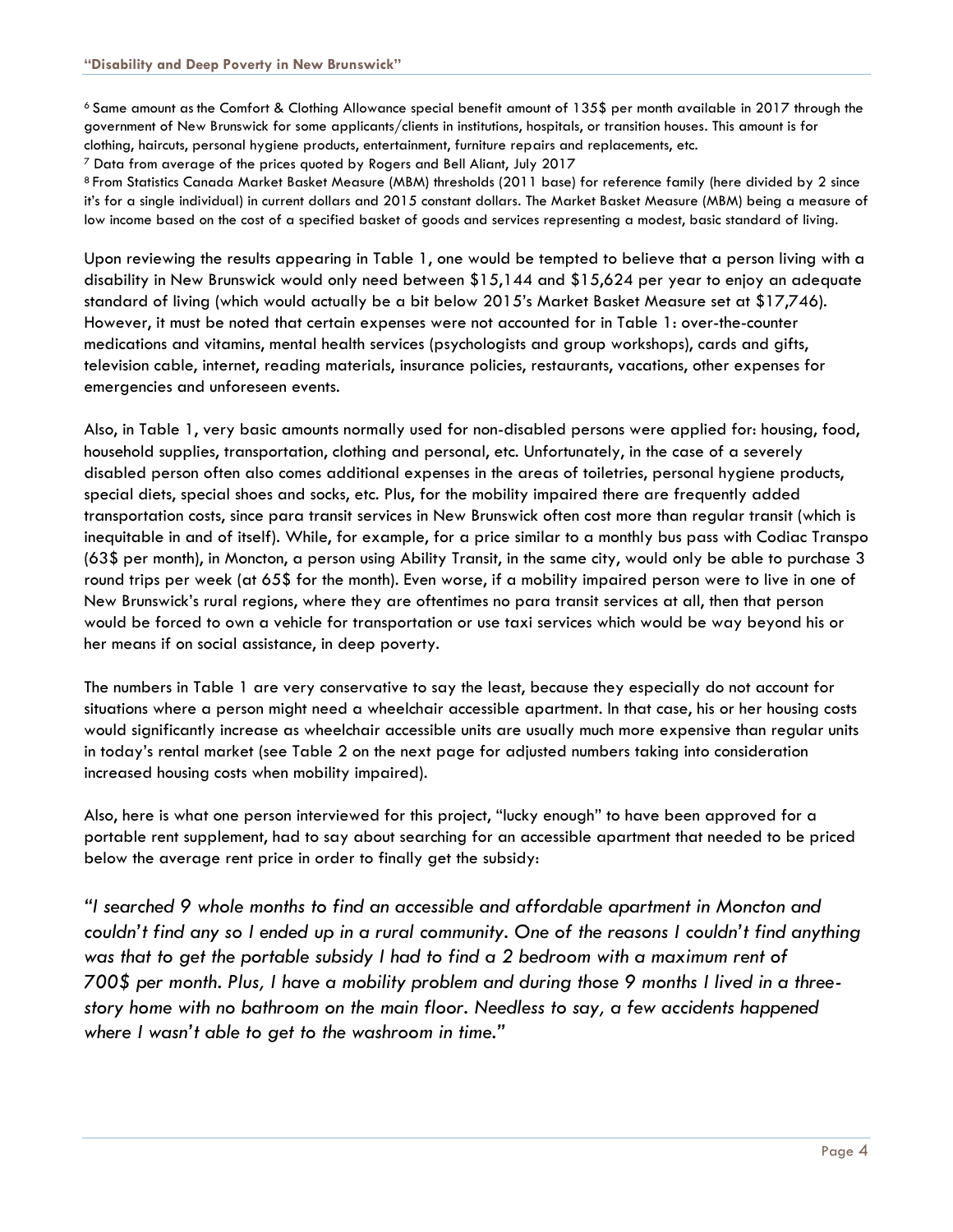[6] Same amount as the Comfort & Clothing Allowance special benefit amount of 135$ per month available in 2017 through the government of New Brunswick for some applicants/clients in institutions, hospitals, or transition houses. This amount is for clothing, haircuts, personal hygiene products, entertainment, furniture repairs and replacements, etc.
[7] Data from average of the prices quoted by Rogers and Bell Aliant, July 2017
[8] From Statistics Canada Market Basket Measure (MBM) thresholds (2011 base) for reference family (here divided by 2 since it's for a single individual) in current dollars and 2015 constant dollars. The Market Basket Measure (MBM) being a measure of low income based on the cost of a specified basket of goods and services representing a modest, basic standard of living.

Upon reviewing the results appearing in Table 1, one would be tempted to believe that a person living with a disability in New Brunswick would only need between $15,144 and $15,624 per year to enjoy an adequate standard of living (which would actually be a bit below 2015's Market Basket Measure set at $17,746). However, it must be noted that certain expenses were not accounted for in Table 1: over-the-counter medications and vitamins, mental health services (psychologists and group workshops), cards and gifts, television cable, internet, reading materials, insurance policies, restaurants, vacations, other expenses for emergencies and unforeseen events.

Also, in Table 1, very basic amounts normally used for non-disabled persons were applied for: housing, food, household supplies, transportation, clothing and personal, etc. Unfortunately, in the case of a severely disabled person often also comes additional expenses in the areas of toiletries, personal hygiene products, special diets, special shoes and socks, etc. Plus, for the mobility impaired there are frequently added transportation costs, since para transit services in New Brunswick often cost more than regular transit (which is inequitable in and of itself). While, for example, for a price similar to a monthly bus pass with Codiac Transpo (63$ per month), in Moncton, a person using Ability Transit, in the same city, would only be able to purchase 3 round trips per week (at 65$ for the month). Even worse, if a mobility impaired person were to live in one of New Brunswick's rural regions, where they are oftentimes no para transit services at all, then that person would be forced to own a vehicle for transportation or use taxi services which would be way beyond his or her means if on social assistance, in deep poverty.

The numbers in Table 1 are very conservative to say the least, because they especially do not account for situations where a person might need a wheelchair accessible apartment. In that case, his or her housing costs would significantly increase as wheelchair accessible units are usually much more expensive than regular units in today's rental market (see Table 2 on the next page for adjusted numbers taking into consideration increased housing costs when mobility impaired).

Also, here is what one person interviewed for this project, "lucky enough" to have been approved for a portable rent supplement, had to say about searching for an accessible apartment that needed to be priced below the average rent price in order to finally get the subsidy:

*"I searched 9 whole months to find an accessible and affordable apartment in Moncton and couldn't find any so I ended up in a rural community. One of the reasons I couldn't find anything was that to get the portable subsidy I had to find a 2 bedroom with a maximum rent of 700$ per month. Plus, I have a mobility problem and during those 9 months I lived in a three-story home with no bathroom on the main floor. Needless to say, a few accidents happened where I wasn't able to get to the washroom in time."*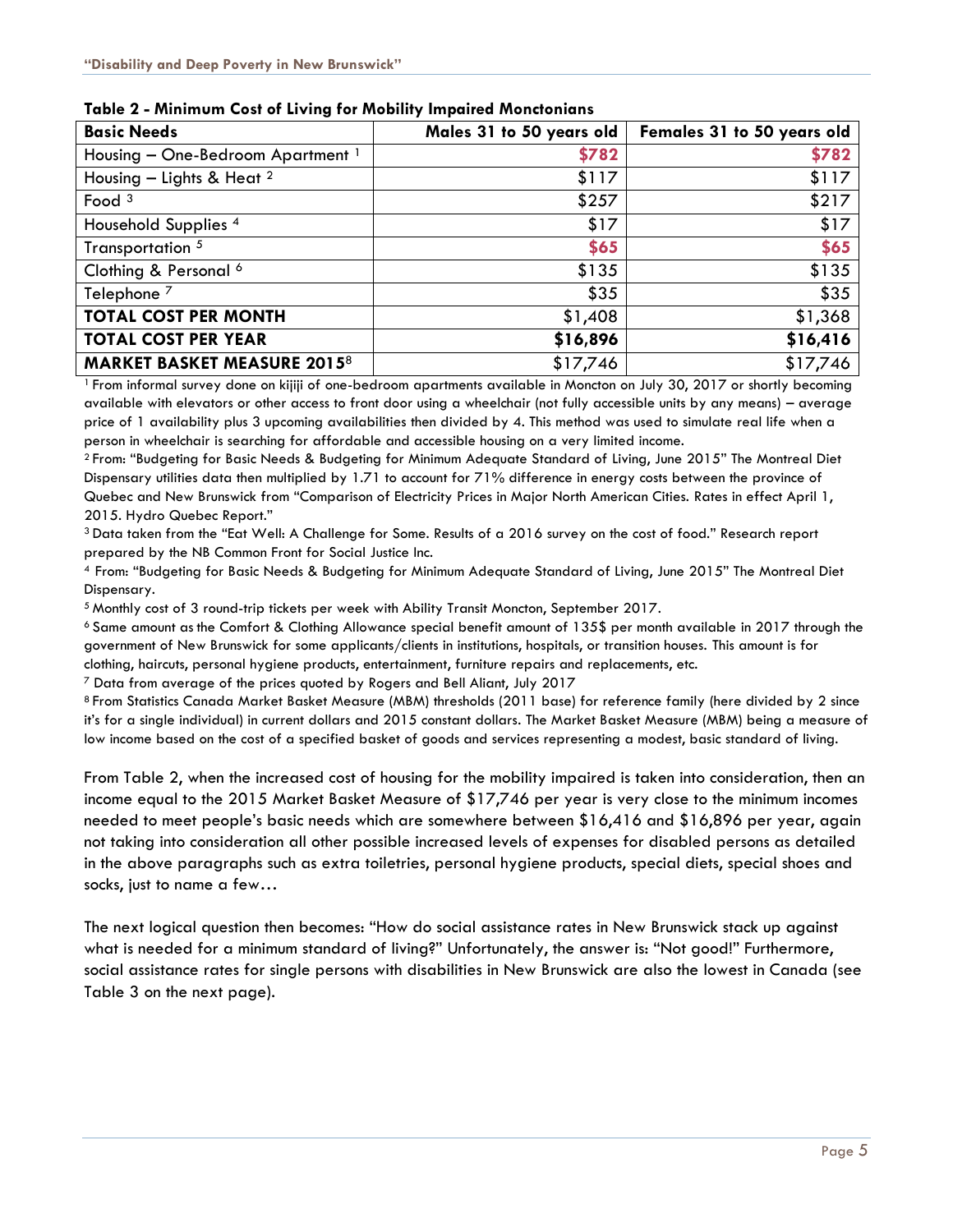**Table 2 - Minimum Cost of Living for Mobility Impaired Monctonians**

| Basic Needs | Males 31 to 50 years old | Females 31 to 50 years old |
|---|---|---|
| Housing – One-Bedroom Apartment [1] | **$782** | **$782** |
| Housing – Lights & Heat [2] | $117 | $117 |
| Food [3] | $257 | $217 |
| Household Supplies [4] | $17 | $17 |
| Transportation [5] | **$65** | **$65** |
| Clothing & Personal [6] | $135 | $135 |
| Telephone [7] | $35 | $35 |
| **TOTAL COST PER MONTH** | $1,408 | $1,368 |
| **TOTAL COST PER YEAR** | **$16,896** | **$16,416** |
| **MARKET BASKET MEASURE 2015**[8] | $17,746 | $17,746 |

[1] From informal survey done on kijiji of one-bedroom apartments available in Moncton on July 30, 2017 or shortly becoming available with elevators or other access to front door using a wheelchair (not fully accessible units by any means) – average price of 1 availability plus 3 upcoming availabilities then divided by 4. This method was used to simulate real life when a person in wheelchair is searching for affordable and accessible housing on a very limited income.

[2] From: "Budgeting for Basic Needs & Budgeting for Minimum Adequate Standard of Living, June 2015" The Montreal Diet Dispensary utilities data then multiplied by 1.71 to account for 71% difference in energy costs between the province of Quebec and New Brunswick from "Comparison of Electricity Prices in Major North American Cities. Rates in effect April 1, 2015. Hydro Quebec Report."

[3] Data taken from the "Eat Well: A Challenge for Some. Results of a 2016 survey on the cost of food." Research report prepared by the NB Common Front for Social Justice Inc.

[4] From: "Budgeting for Basic Needs & Budgeting for Minimum Adequate Standard of Living, June 2015" The Montreal Diet Dispensary.

[5] Monthly cost of 3 round-trip tickets per week with Ability Transit Moncton, September 2017.

[6] Same amount as the Comfort & Clothing Allowance special benefit amount of 135$ per month available in 2017 through the government of New Brunswick for some applicants/clients in institutions, hospitals, or transition houses. This amount is for clothing, haircuts, personal hygiene products, entertainment, furniture repairs and replacements, etc.

[7] Data from average of the prices quoted by Rogers and Bell Aliant, July 2017

[8] From Statistics Canada Market Basket Measure (MBM) thresholds (2011 base) for reference family (here divided by 2 since it's for a single individual) in current dollars and 2015 constant dollars. The Market Basket Measure (MBM) being a measure of low income based on the cost of a specified basket of goods and services representing a modest, basic standard of living.

From Table 2, when the increased cost of housing for the mobility impaired is taken into consideration, then an income equal to the 2015 Market Basket Measure of $17,746 per year is very close to the minimum incomes needed to meet people's basic needs which are somewhere between $16,416 and $16,896 per year, again not taking into consideration all other possible increased levels of expenses for disabled persons as detailed in the above paragraphs such as extra toiletries, personal hygiene products, special diets, special shoes and socks, just to name a few…

The next logical question then becomes: "How do social assistance rates in New Brunswick stack up against what is needed for a minimum standard of living?" Unfortunately, the answer is: "Not good!" Furthermore, social assistance rates for single persons with disabilities in New Brunswick are also the lowest in Canada (see Table 3 on the next page).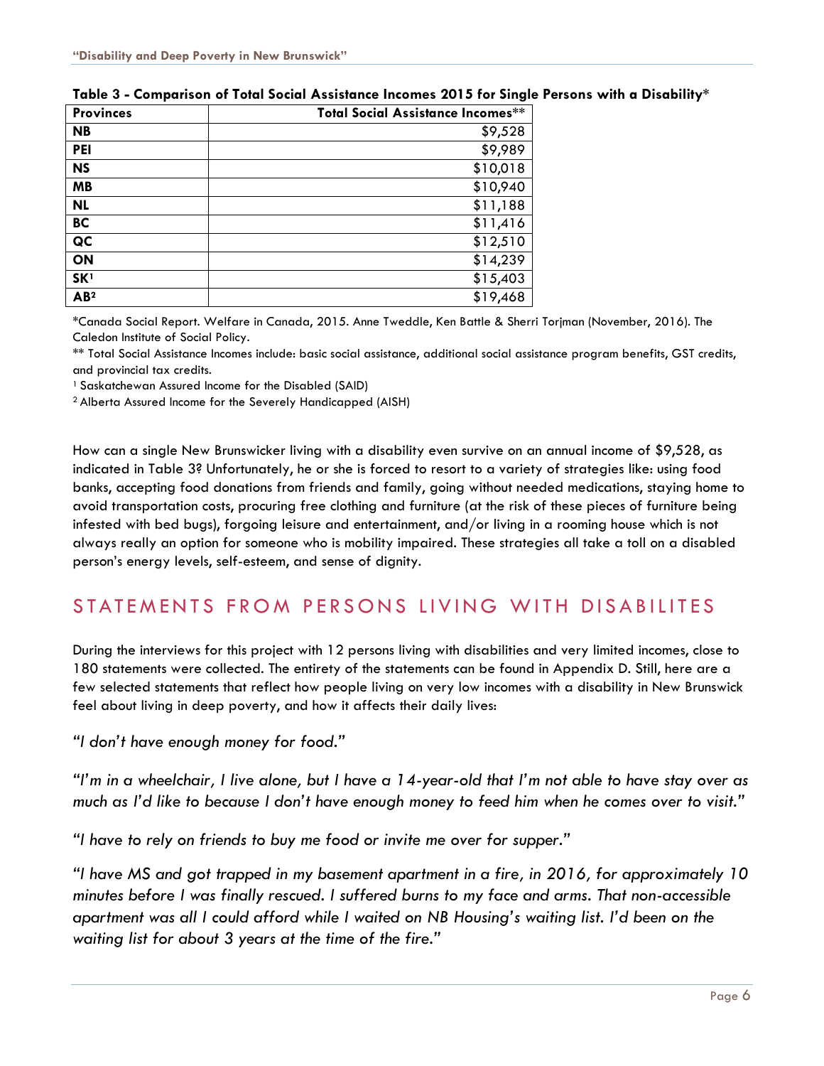**Table 3 - Comparison of Total Social Assistance Incomes 2015 for Single Persons with a Disability***

| Provinces | Total Social Assistance Incomes** |
|---|---:|
| **NB** | $9,528 |
| **PEI** | $9,989 |
| **NS** | $10,018 |
| **MB** | $10,940 |
| **NL** | $11,188 |
| **BC** | $11,416 |
| **QC** | $12,510 |
| **ON** | $14,239 |
| **SK**[1] | $15,403 |
| **AB**[2] | $19,468 |

*Canada Social Report. Welfare in Canada, 2015. Anne Tweddle, Ken Battle & Sherri Torjman (November, 2016). The Caledon Institute of Social Policy.

** Total Social Assistance Incomes include: basic social assistance, additional social assistance program benefits, GST credits, and provincial tax credits.

[1] Saskatchewan Assured Income for the Disabled (SAID)

[2] Alberta Assured Income for the Severely Handicapped (AISH)

How can a single New Brunswicker living with a disability even survive on an annual income of $9,528, as indicated in Table 3? Unfortunately, he or she is forced to resort to a variety of strategies like: using food banks, accepting food donations from friends and family, going without needed medications, staying home to avoid transportation costs, procuring free clothing and furniture (at the risk of these pieces of furniture being infested with bed bugs), forgoing leisure and entertainment, and/or living in a rooming house which is not always really an option for someone who is mobility impaired. These strategies all take a toll on a disabled person's energy levels, self-esteem, and sense of dignity.

## STATEMENTS FROM PERSONS LIVING WITH DISABILITES

During the interviews for this project with 12 persons living with disabilities and very limited incomes, close to 180 statements were collected. The entirety of the statements can be found in Appendix D. Still, here are a few selected statements that reflect how people living on very low incomes with a disability in New Brunswick feel about living in deep poverty, and how it affects their daily lives:

*"I don't have enough money for food."*

*"I'm in a wheelchair, I live alone, but I have a 14-year-old that I'm not able to have stay over as much as I'd like to because I don't have enough money to feed him when he comes over to visit."*

*"I have to rely on friends to buy me food or invite me over for supper."*

*"I have MS and got trapped in my basement apartment in a fire, in 2016, for approximately 10 minutes before I was finally rescued. I suffered burns to my face and arms. That non-accessible apartment was all I could afford while I waited on NB Housing's waiting list. I'd been on the waiting list for about 3 years at the time of the fire."*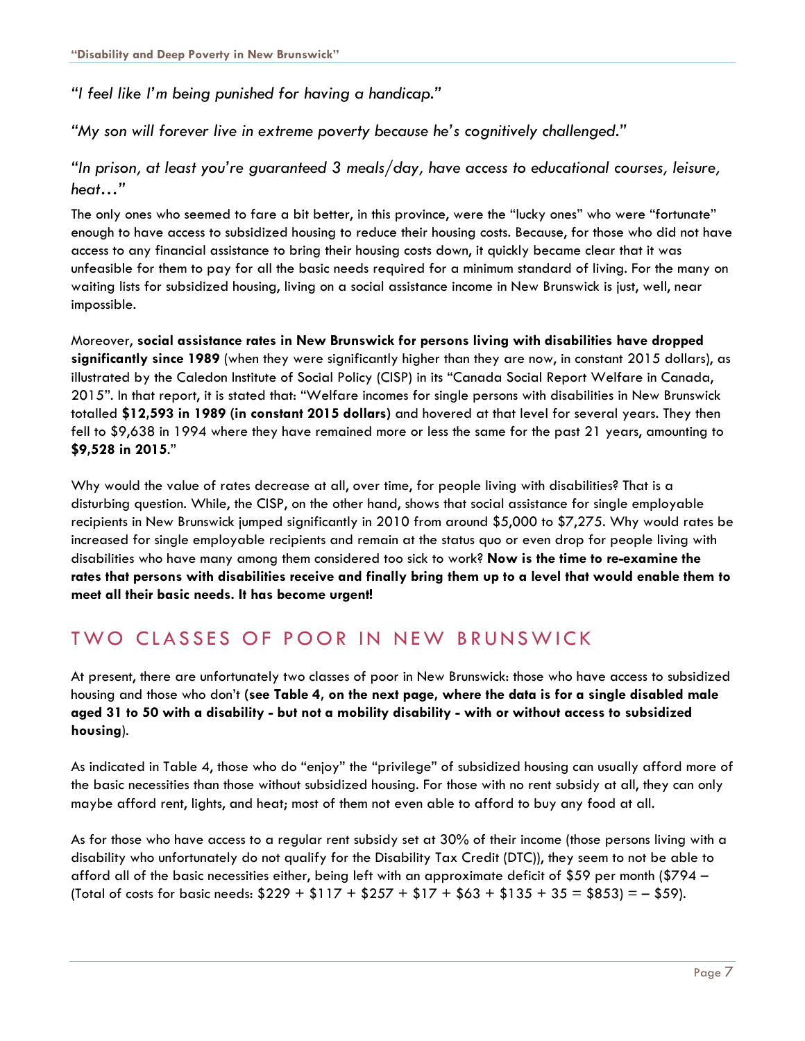*"I feel like I'm being punished for having a handicap."*

*"My son will forever live in extreme poverty because he's cognitively challenged."*

*"In prison, at least you're guaranteed 3 meals/day, have access to educational courses, leisure, heat…"*

The only ones who seemed to fare a bit better, in this province, were the "lucky ones" who were "fortunate" enough to have access to subsidized housing to reduce their housing costs. Because, for those who did not have access to any financial assistance to bring their housing costs down, it quickly became clear that it was unfeasible for them to pay for all the basic needs required for a minimum standard of living. For the many on waiting lists for subsidized housing, living on a social assistance income in New Brunswick is just, well, near impossible.

Moreover, **social assistance rates in New Brunswick for persons living with disabilities have dropped significantly since 1989** (when they were significantly higher than they are now, in constant 2015 dollars), as illustrated by the Caledon Institute of Social Policy (CISP) in its "Canada Social Report Welfare in Canada, 2015". In that report, it is stated that: "Welfare incomes for single persons with disabilities in New Brunswick totalled **$12,593 in 1989 (in constant 2015 dollars)** and hovered at that level for several years. They then fell to $9,638 in 1994 where they have remained more or less the same for the past 21 years, amounting to **$9,528 in 2015**."

Why would the value of rates decrease at all, over time, for people living with disabilities? That is a disturbing question. While, the CISP, on the other hand, shows that social assistance for single employable recipients in New Brunswick jumped significantly in 2010 from around $5,000 to $7,275. Why would rates be increased for single employable recipients and remain at the status quo or even drop for people living with disabilities who have many among them considered too sick to work? **Now is the time to re-examine the rates that persons with disabilities receive and finally bring them up to a level that would enable them to meet all their basic needs. It has become urgent!**

## TWO CLASSES OF POOR IN NEW BRUNSWICK

At present, there are unfortunately two classes of poor in New Brunswick: those who have access to subsidized housing and those who don't (**see Table 4, on the next page, where the data is for a single disabled male aged 31 to 50 with a disability - but not a mobility disability - with or without access to subsidized housing**).

As indicated in Table 4, those who do "enjoy" the "privilege" of subsidized housing can usually afford more of the basic necessities than those without subsidized housing. For those with no rent subsidy at all, they can only maybe afford rent, lights, and heat; most of them not even able to afford to buy any food at all.

As for those who have access to a regular rent subsidy set at 30% of their income (those persons living with a disability who unfortunately do not qualify for the Disability Tax Credit (DTC)), they seem to not be able to afford all of the basic necessities either, being left with an approximate deficit of $59 per month ($794 – (Total of costs for basic needs: $229 + $117 + $257 + $17 + $63 + $135 + 35 = $853) = – $59).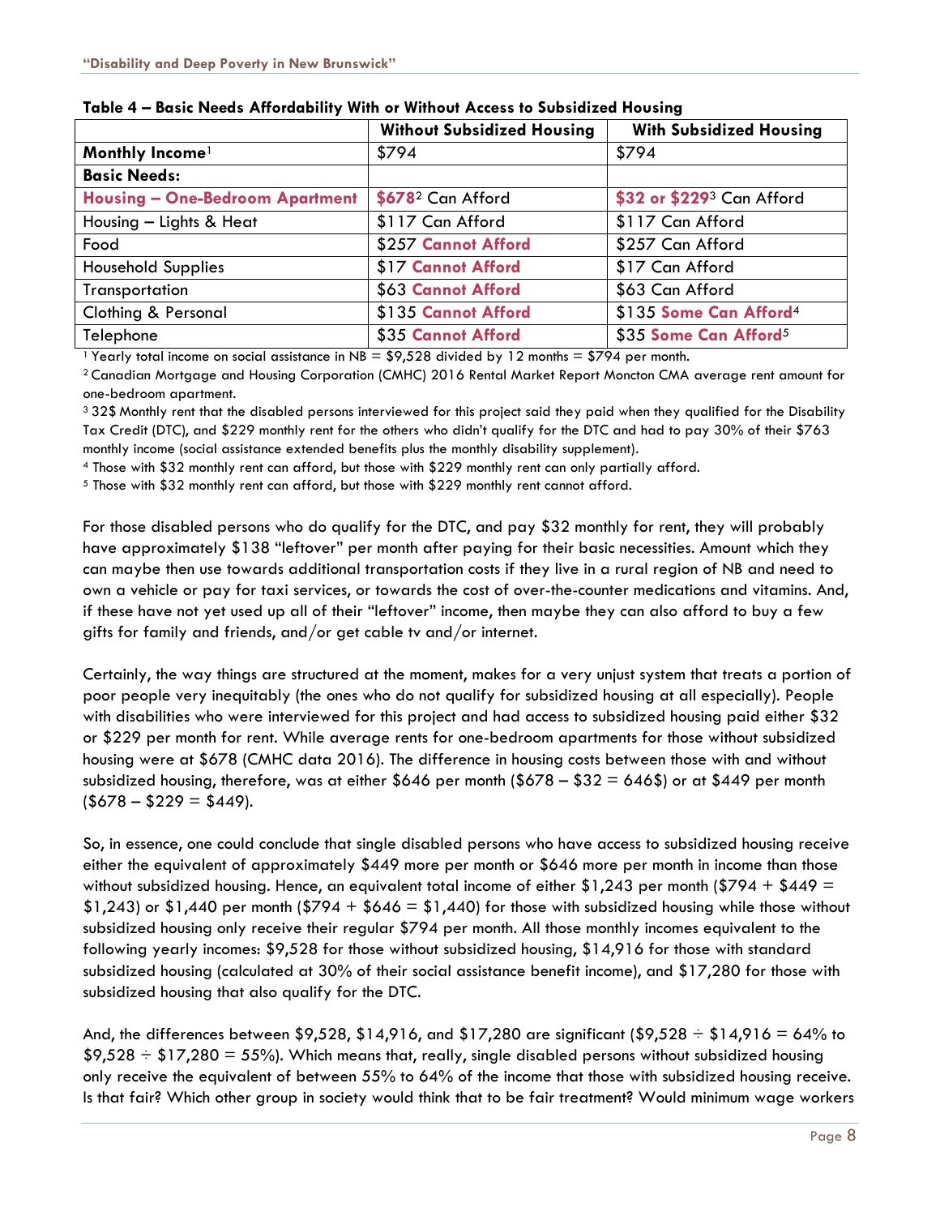**Table 4 – Basic Needs Affordability With or Without Access to Subsidized Housing**

| | Without Subsidized Housing | With Subsidized Housing |
|---|---|---|
| **Monthly Income**[1] | $794 | $794 |
| **Basic Needs:** | | |
| **Housing – One-Bedroom Apartment** | **$678**[2] Can Afford | **$32 or $229**[3] Can Afford |
| Housing – Lights & Heat | $117 Can Afford | $117 Can Afford |
| Food | $257 **Cannot Afford** | $257 Can Afford |
| Household Supplies | $17 **Cannot Afford** | $17 Can Afford |
| Transportation | $63 **Cannot Afford** | $63 Can Afford |
| Clothing & Personal | $135 **Cannot Afford** | $135 **Some Can Afford**[4] |
| Telephone | $35 **Cannot Afford** | $35 **Some Can Afford**[5] |

[1] Yearly total income on social assistance in NB = $9,528 divided by 12 months = $794 per month.

[2] Canadian Mortgage and Housing Corporation (CMHC) 2016 Rental Market Report Moncton CMA average rent amount for one-bedroom apartment.

[3] 32$ Monthly rent that the disabled persons interviewed for this project said they paid when they qualified for the Disability Tax Credit (DTC), and $229 monthly rent for the others who didn't qualify for the DTC and had to pay 30% of their $763 monthly income (social assistance extended benefits plus the monthly disability supplement).

[4] Those with $32 monthly rent can afford, but those with $229 monthly rent can only partially afford.

[5] Those with $32 monthly rent can afford, but those with $229 monthly rent cannot afford.

For those disabled persons who do qualify for the DTC, and pay $32 monthly for rent, they will probably have approximately $138 "leftover" per month after paying for their basic necessities. Amount which they can maybe then use towards additional transportation costs if they live in a rural region of NB and need to own a vehicle or pay for taxi services, or towards the cost of over-the-counter medications and vitamins. And, if these have not yet used up all of their "leftover" income, then maybe they can also afford to buy a few gifts for family and friends, and/or get cable tv and/or internet.

Certainly, the way things are structured at the moment, makes for a very unjust system that treats a portion of poor people very inequitably (the ones who do not qualify for subsidized housing at all especially). People with disabilities who were interviewed for this project and had access to subsidized housing paid either $32 or $229 per month for rent. While average rents for one-bedroom apartments for those without subsidized housing were at $678 (CMHC data 2016). The difference in housing costs between those with and without subsidized housing, therefore, was at either $646 per month ($678 – $32 = 646$) or at $449 per month ($678 – $229 = $449).

So, in essence, one could conclude that single disabled persons who have access to subsidized housing receive either the equivalent of approximately $449 more per month or $646 more per month in income than those without subsidized housing. Hence, an equivalent total income of either $1,243 per month ($794 + $449 = $1,243) or $1,440 per month ($794 + $646 = $1,440) for those with subsidized housing while those without subsidized housing only receive their regular $794 per month. All those monthly incomes equivalent to the following yearly incomes: $9,528 for those without subsidized housing, $14,916 for those with standard subsidized housing (calculated at 30% of their social assistance benefit income), and $17,280 for those with subsidized housing that also qualify for the DTC.

And, the differences between $9,528, $14,916, and $17,280 are significant ($9,528 ÷ $14,916 = 64% to $9,528 ÷ $17,280 = 55%). Which means that, really, single disabled persons without subsidized housing only receive the equivalent of between 55% to 64% of the income that those with subsidized housing receive. Is that fair? Which other group in society would think that to be fair treatment? Would minimum wage workers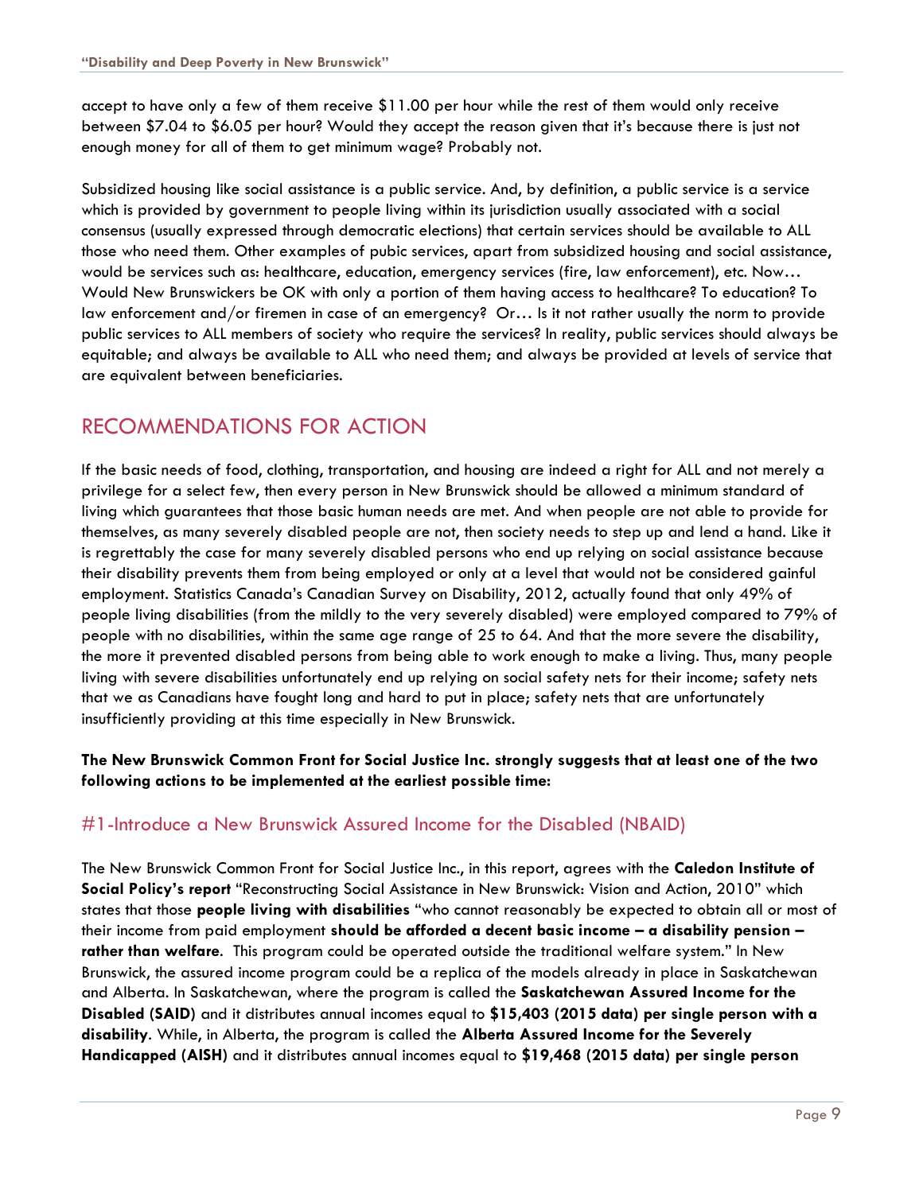accept to have only a few of them receive $11.00 per hour while the rest of them would only receive between $7.04 to $6.05 per hour? Would they accept the reason given that it's because there is just not enough money for all of them to get minimum wage? Probably not.

Subsidized housing like social assistance is a public service. And, by definition, a public service is a service which is provided by government to people living within its jurisdiction usually associated with a social consensus (usually expressed through democratic elections) that certain services should be available to ALL those who need them. Other examples of pubic services, apart from subsidized housing and social assistance, would be services such as: healthcare, education, emergency services (fire, law enforcement), etc. Now… Would New Brunswickers be OK with only a portion of them having access to healthcare? To education? To law enforcement and/or firemen in case of an emergency? Or… Is it not rather usually the norm to provide public services to ALL members of society who require the services? In reality, public services should always be equitable; and always be available to ALL who need them; and always be provided at levels of service that are equivalent between beneficiaries.

## RECOMMENDATIONS FOR ACTION

If the basic needs of food, clothing, transportation, and housing are indeed a right for ALL and not merely a privilege for a select few, then every person in New Brunswick should be allowed a minimum standard of living which guarantees that those basic human needs are met. And when people are not able to provide for themselves, as many severely disabled people are not, then society needs to step up and lend a hand. Like it is regrettably the case for many severely disabled persons who end up relying on social assistance because their disability prevents them from being employed or only at a level that would not be considered gainful employment. Statistics Canada's Canadian Survey on Disability, 2012, actually found that only 49% of people living disabilities (from the mildly to the very severely disabled) were employed compared to 79% of people with no disabilities, within the same age range of 25 to 64. And that the more severe the disability, the more it prevented disabled persons from being able to work enough to make a living. Thus, many people living with severe disabilities unfortunately end up relying on social safety nets for their income; safety nets that we as Canadians have fought long and hard to put in place; safety nets that are unfortunately insufficiently providing at this time especially in New Brunswick.

**The New Brunswick Common Front for Social Justice Inc. strongly suggests that at least one of the two following actions to be implemented at the earliest possible time:**

### #1-Introduce a New Brunswick Assured Income for the Disabled (NBAID)

The New Brunswick Common Front for Social Justice Inc., in this report, agrees with the **Caledon Institute of Social Policy's report** "Reconstructing Social Assistance in New Brunswick: Vision and Action, 2010" which states that those **people living with disabilities** "who cannot reasonably be expected to obtain all or most of their income from paid employment **should be afforded a decent basic income – a disability pension – rather than welfare**. This program could be operated outside the traditional welfare system." In New Brunswick, the assured income program could be a replica of the models already in place in Saskatchewan and Alberta. In Saskatchewan, where the program is called the **Saskatchewan Assured Income for the Disabled (SAID)** and it distributes annual incomes equal to **$15,403 (2015 data) per single person with a disability**. While, in Alberta, the program is called the **Alberta Assured Income for the Severely Handicapped (AISH)** and it distributes annual incomes equal to **$19,468 (2015 data) per single person**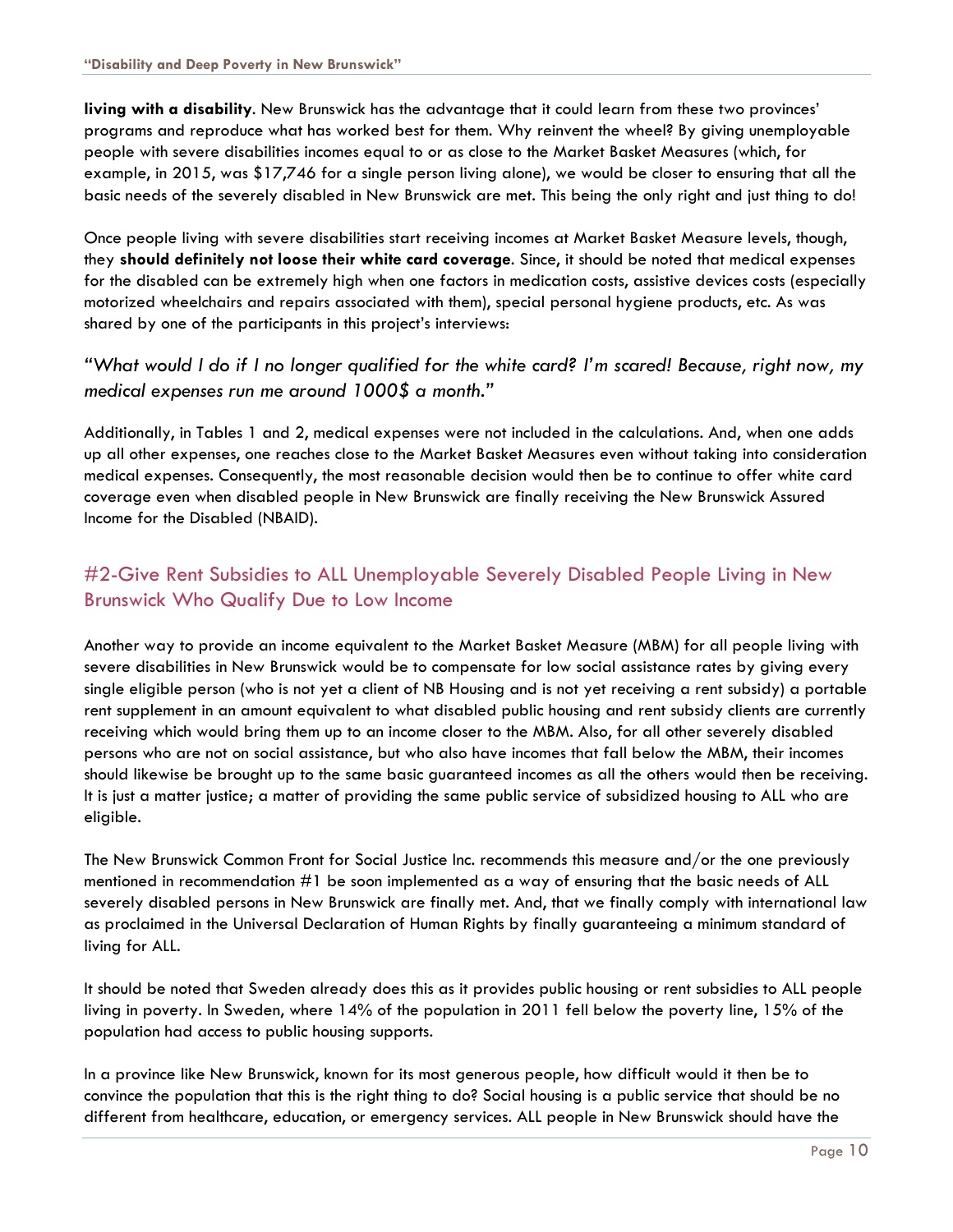**living with a disability**. New Brunswick has the advantage that it could learn from these two provinces' programs and reproduce what has worked best for them. Why reinvent the wheel? By giving unemployable people with severe disabilities incomes equal to or as close to the Market Basket Measures (which, for example, in 2015, was $17,746 for a single person living alone), we would be closer to ensuring that all the basic needs of the severely disabled in New Brunswick are met. This being the only right and just thing to do!

Once people living with severe disabilities start receiving incomes at Market Basket Measure levels, though, they **should definitely not loose their white card coverage**. Since, it should be noted that medical expenses for the disabled can be extremely high when one factors in medication costs, assistive devices costs (especially motorized wheelchairs and repairs associated with them), special personal hygiene products, etc. As was shared by one of the participants in this project's interviews:

*"What would I do if I no longer qualified for the white card? I'm scared! Because, right now, my medical expenses run me around 1000$ a month."*

Additionally, in Tables 1 and 2, medical expenses were not included in the calculations. And, when one adds up all other expenses, one reaches close to the Market Basket Measures even without taking into consideration medical expenses. Consequently, the most reasonable decision would then be to continue to offer white card coverage even when disabled people in New Brunswick are finally receiving the New Brunswick Assured Income for the Disabled (NBAID).

## #2-Give Rent Subsidies to ALL Unemployable Severely Disabled People Living in New Brunswick Who Qualify Due to Low Income

Another way to provide an income equivalent to the Market Basket Measure (MBM) for all people living with severe disabilities in New Brunswick would be to compensate for low social assistance rates by giving every single eligible person (who is not yet a client of NB Housing and is not yet receiving a rent subsidy) a portable rent supplement in an amount equivalent to what disabled public housing and rent subsidy clients are currently receiving which would bring them up to an income closer to the MBM. Also, for all other severely disabled persons who are not on social assistance, but who also have incomes that fall below the MBM, their incomes should likewise be brought up to the same basic guaranteed incomes as all the others would then be receiving. It is just a matter justice; a matter of providing the same public service of subsidized housing to ALL who are eligible.

The New Brunswick Common Front for Social Justice Inc. recommends this measure and/or the one previously mentioned in recommendation #1 be soon implemented as a way of ensuring that the basic needs of ALL severely disabled persons in New Brunswick are finally met. And, that we finally comply with international law as proclaimed in the Universal Declaration of Human Rights by finally guaranteeing a minimum standard of living for ALL.

It should be noted that Sweden already does this as it provides public housing or rent subsidies to ALL people living in poverty. In Sweden, where 14% of the population in 2011 fell below the poverty line, 15% of the population had access to public housing supports.

In a province like New Brunswick, known for its most generous people, how difficult would it then be to convince the population that this is the right thing to do? Social housing is a public service that should be no different from healthcare, education, or emergency services. ALL people in New Brunswick should have the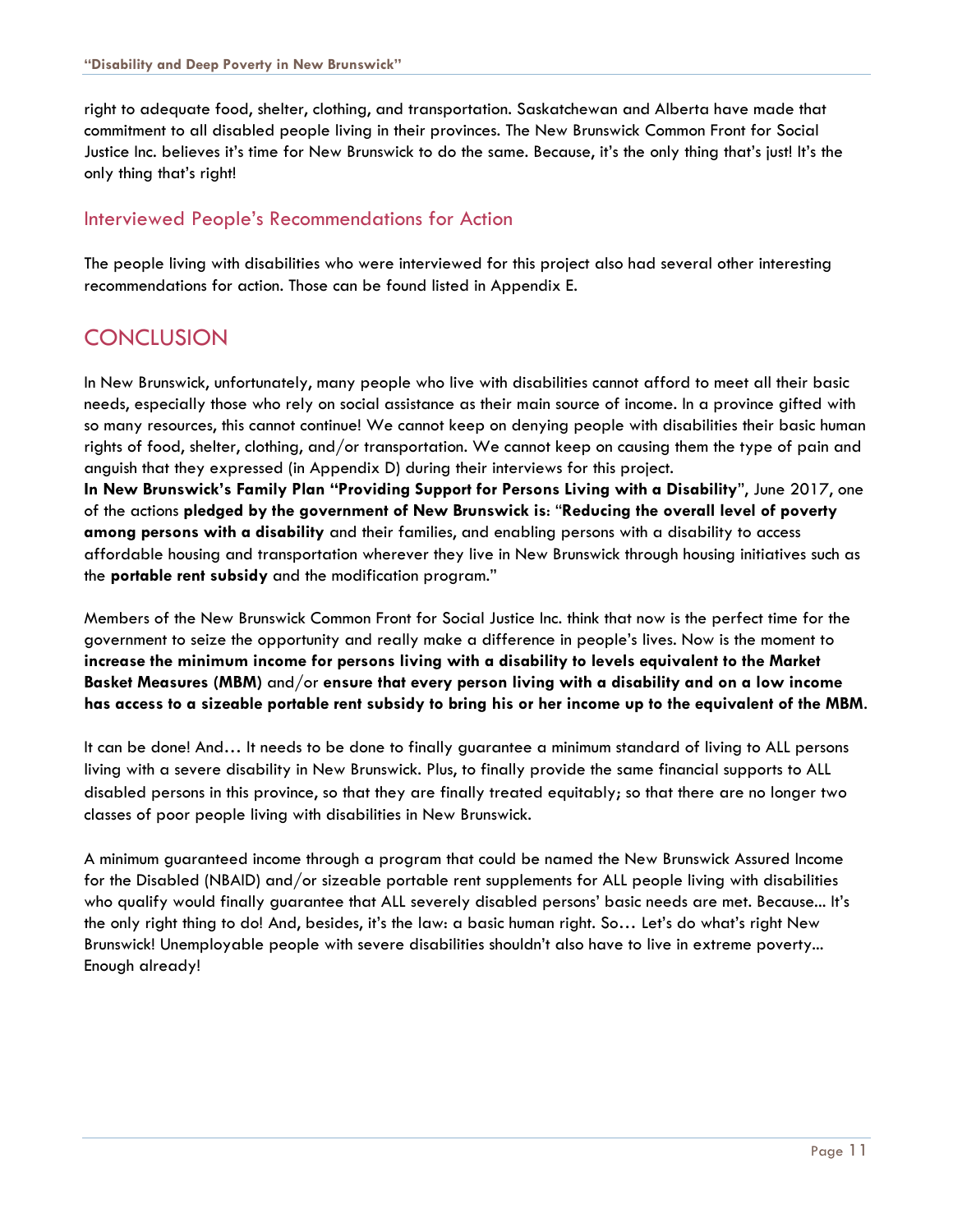right to adequate food, shelter, clothing, and transportation. Saskatchewan and Alberta have made that commitment to all disabled people living in their provinces. The New Brunswick Common Front for Social Justice Inc. believes it's time for New Brunswick to do the same. Because, it's the only thing that's just! It's the only thing that's right!

### Interviewed People's Recommendations for Action

The people living with disabilities who were interviewed for this project also had several other interesting recommendations for action. Those can be found listed in Appendix E.

## CONCLUSION

In New Brunswick, unfortunately, many people who live with disabilities cannot afford to meet all their basic needs, especially those who rely on social assistance as their main source of income. In a province gifted with so many resources, this cannot continue! We cannot keep on denying people with disabilities their basic human rights of food, shelter, clothing, and/or transportation. We cannot keep on causing them the type of pain and anguish that they expressed (in Appendix D) during their interviews for this project.
**In New Brunswick's Family Plan "Providing Support for Persons Living with a Disability"**, June 2017, one of the actions **pledged by the government of New Brunswick is**: "**Reducing the overall level of poverty among persons with a disability** and their families, and enabling persons with a disability to access affordable housing and transportation wherever they live in New Brunswick through housing initiatives such as the **portable rent subsidy** and the modification program."

Members of the New Brunswick Common Front for Social Justice Inc. think that now is the perfect time for the government to seize the opportunity and really make a difference in people's lives. Now is the moment to **increase the minimum income for persons living with a disability to levels equivalent to the Market Basket Measures (MBM)** and/or **ensure that every person living with a disability and on a low income has access to a sizeable portable rent subsidy to bring his or her income up to the equivalent of the MBM**.

It can be done! And… It needs to be done to finally guarantee a minimum standard of living to ALL persons living with a severe disability in New Brunswick. Plus, to finally provide the same financial supports to ALL disabled persons in this province, so that they are finally treated equitably; so that there are no longer two classes of poor people living with disabilities in New Brunswick.

A minimum guaranteed income through a program that could be named the New Brunswick Assured Income for the Disabled (NBAID) and/or sizeable portable rent supplements for ALL people living with disabilities who qualify would finally guarantee that ALL severely disabled persons' basic needs are met. Because... It's the only right thing to do! And, besides, it's the law: a basic human right. So… Let's do what's right New Brunswick! Unemployable people with severe disabilities shouldn't also have to live in extreme poverty... Enough already!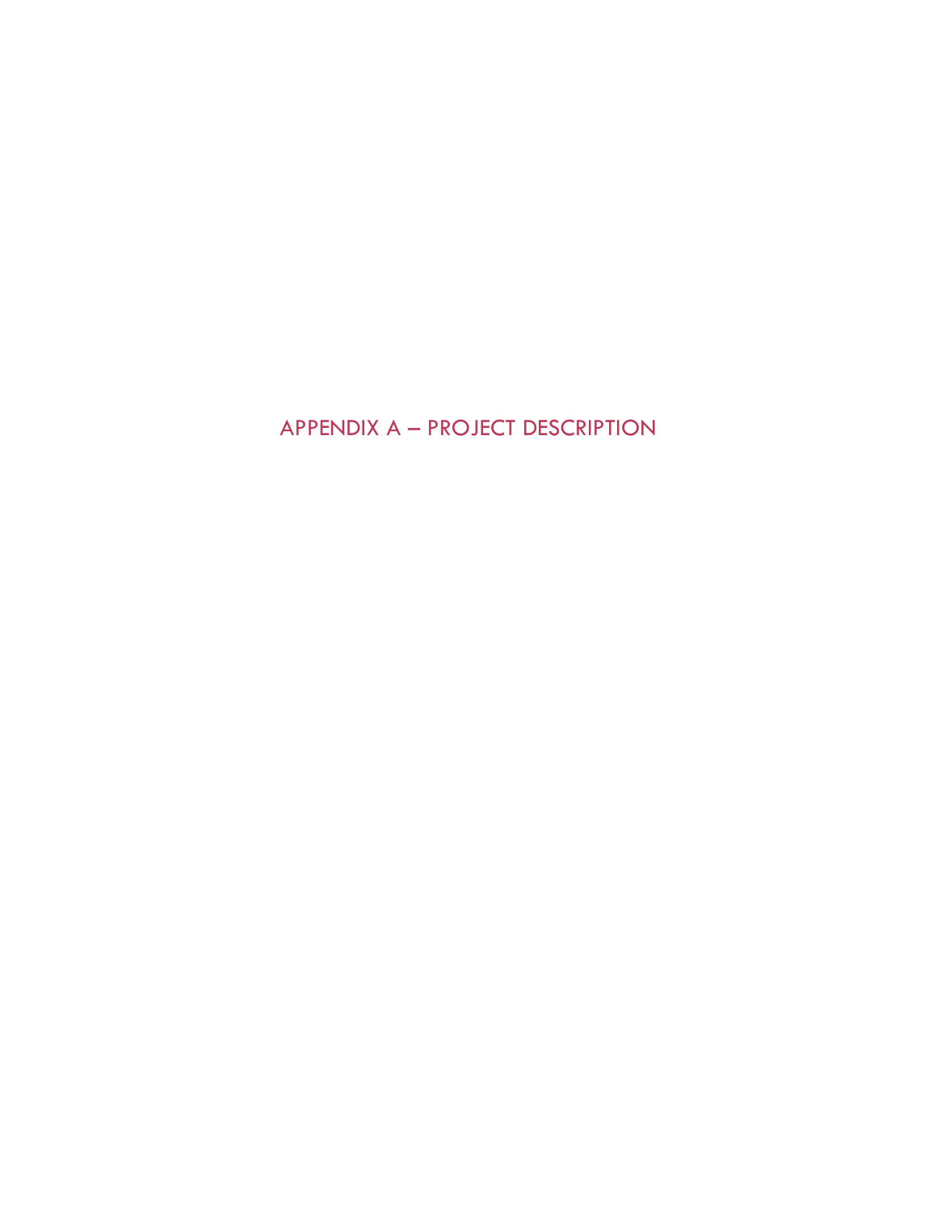# APPENDIX A – PROJECT DESCRIPTION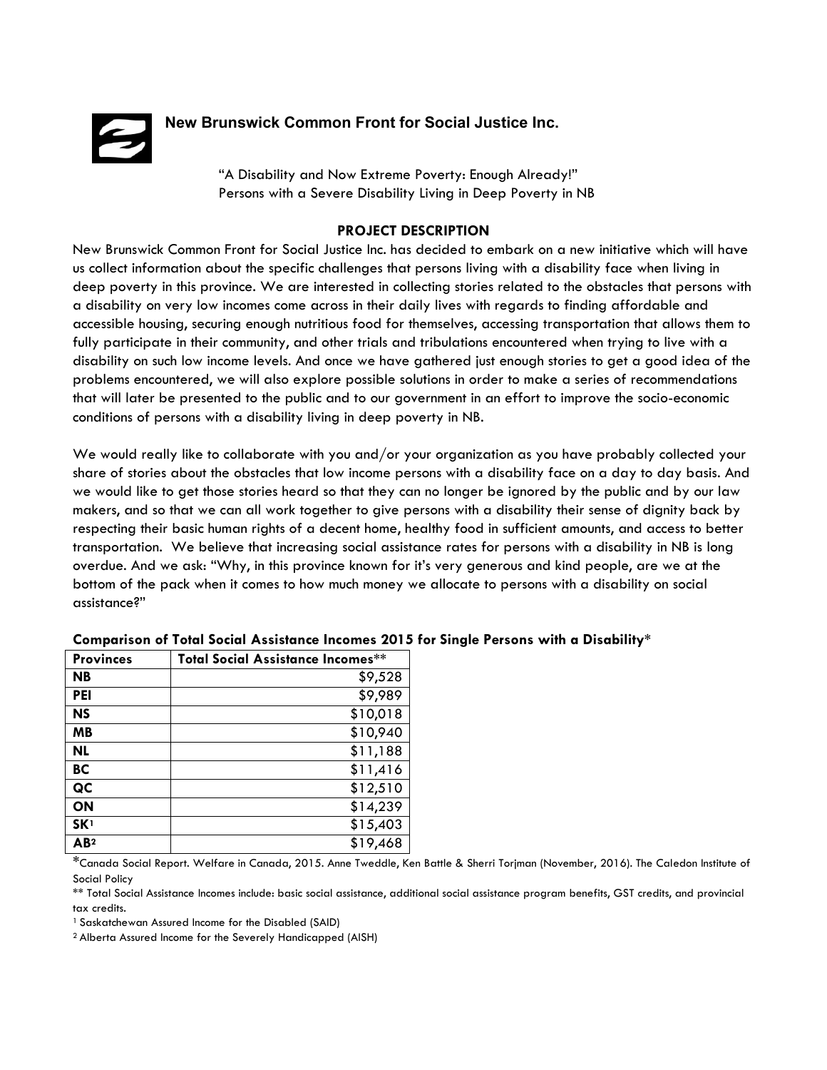## New Brunswick Common Front for Social Justice Inc.

"A Disability and Now Extreme Poverty: Enough Already!"
Persons with a Severe Disability Living in Deep Poverty in NB

### PROJECT DESCRIPTION

New Brunswick Common Front for Social Justice Inc. has decided to embark on a new initiative which will have us collect information about the specific challenges that persons living with a disability face when living in deep poverty in this province. We are interested in collecting stories related to the obstacles that persons with a disability on very low incomes come across in their daily lives with regards to finding affordable and accessible housing, securing enough nutritious food for themselves, accessing transportation that allows them to fully participate in their community, and other trials and tribulations encountered when trying to live with a disability on such low income levels. And once we have gathered just enough stories to get a good idea of the problems encountered, we will also explore possible solutions in order to make a series of recommendations that will later be presented to the public and to our government in an effort to improve the socio-economic conditions of persons with a disability living in deep poverty in NB.

We would really like to collaborate with you and/or your organization as you have probably collected your share of stories about the obstacles that low income persons with a disability face on a day to day basis. And we would like to get those stories heard so that they can no longer be ignored by the public and by our law makers, and so that we can all work together to give persons with a disability their sense of dignity back by respecting their basic human rights of a decent home, healthy food in sufficient amounts, and access to better transportation. We believe that increasing social assistance rates for persons with a disability in NB is long overdue. And we ask: "Why, in this province known for it's very generous and kind people, are we at the bottom of the pack when it comes to how much money we allocate to persons with a disability on social assistance?"

**Comparison of Total Social Assistance Incomes 2015 for Single Persons with a Disability***

| Provinces | Total Social Assistance Incomes** |
|---|---:|
| **NB** | $9,528 |
| **PEI** | $9,989 |
| **NS** | $10,018 |
| **MB** | $10,940 |
| **NL** | $11,188 |
| **BC** | $11,416 |
| **QC** | $12,510 |
| **ON** | $14,239 |
| **SK**[1] | $15,403 |
| **AB**[2] | $19,468 |

*Canada Social Report. Welfare in Canada, 2015. Anne Tweddle, Ken Battle & Sherri Torjman (November, 2016). The Caledon Institute of Social Policy

** Total Social Assistance Incomes include: basic social assistance, additional social assistance program benefits, GST credits, and provincial tax credits.

[1] Saskatchewan Assured Income for the Disabled (SAID)

[2] Alberta Assured Income for the Severely Handicapped (AISH)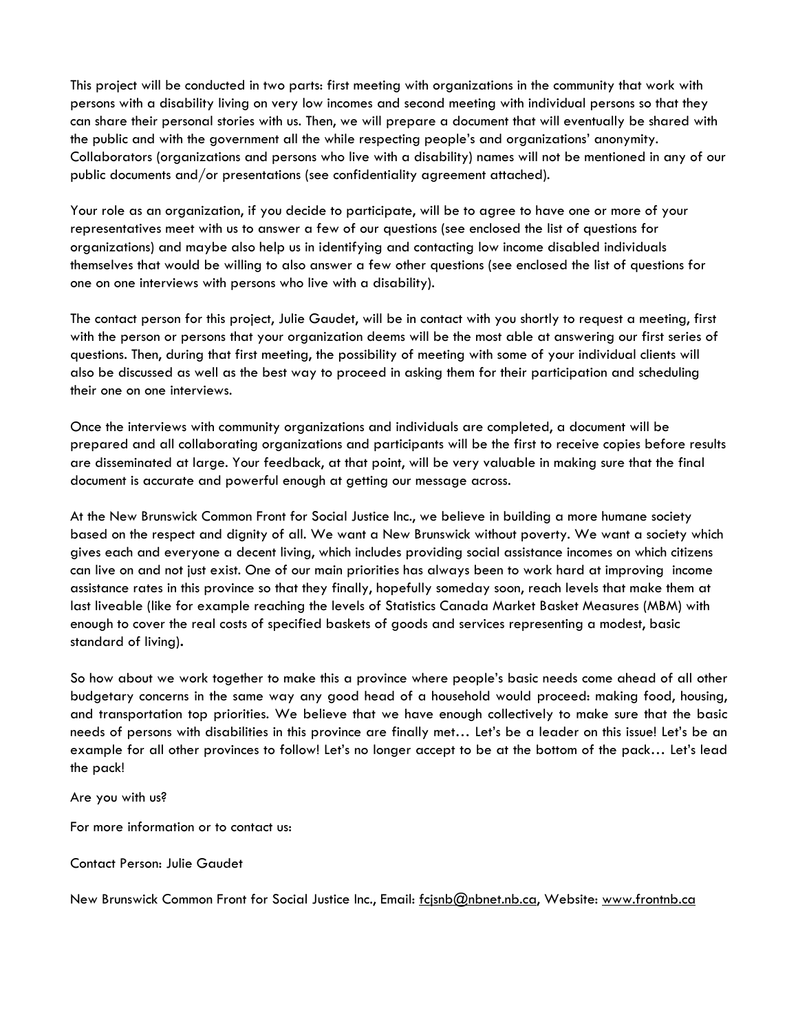This project will be conducted in two parts: first meeting with organizations in the community that work with persons with a disability living on very low incomes and second meeting with individual persons so that they can share their personal stories with us. Then, we will prepare a document that will eventually be shared with the public and with the government all the while respecting people's and organizations' anonymity. Collaborators (organizations and persons who live with a disability) names will not be mentioned in any of our public documents and/or presentations (see confidentiality agreement attached).

Your role as an organization, if you decide to participate, will be to agree to have one or more of your representatives meet with us to answer a few of our questions (see enclosed the list of questions for organizations) and maybe also help us in identifying and contacting low income disabled individuals themselves that would be willing to also answer a few other questions (see enclosed the list of questions for one on one interviews with persons who live with a disability).

The contact person for this project, Julie Gaudet, will be in contact with you shortly to request a meeting, first with the person or persons that your organization deems will be the most able at answering our first series of questions. Then, during that first meeting, the possibility of meeting with some of your individual clients will also be discussed as well as the best way to proceed in asking them for their participation and scheduling their one on one interviews.

Once the interviews with community organizations and individuals are completed, a document will be prepared and all collaborating organizations and participants will be the first to receive copies before results are disseminated at large. Your feedback, at that point, will be very valuable in making sure that the final document is accurate and powerful enough at getting our message across.

At the New Brunswick Common Front for Social Justice Inc., we believe in building a more humane society based on the respect and dignity of all. We want a New Brunswick without poverty. We want a society which gives each and everyone a decent living, which includes providing social assistance incomes on which citizens can live on and not just exist. One of our main priorities has always been to work hard at improving income assistance rates in this province so that they finally, hopefully someday soon, reach levels that make them at last liveable (like for example reaching the levels of Statistics Canada Market Basket Measures (MBM) with enough to cover the real costs of specified baskets of goods and services representing a modest, basic standard of living).

So how about we work together to make this a province where people's basic needs come ahead of all other budgetary concerns in the same way any good head of a household would proceed: making food, housing, and transportation top priorities. We believe that we have enough collectively to make sure that the basic needs of persons with disabilities in this province are finally met… Let's be a leader on this issue! Let's be an example for all other provinces to follow! Let's no longer accept to be at the bottom of the pack… Let's lead the pack!

Are you with us?

For more information or to contact us:

Contact Person: Julie Gaudet

New Brunswick Common Front for Social Justice Inc., Email: fcjsnb@nbnet.nb.ca, Website: www.frontnb.ca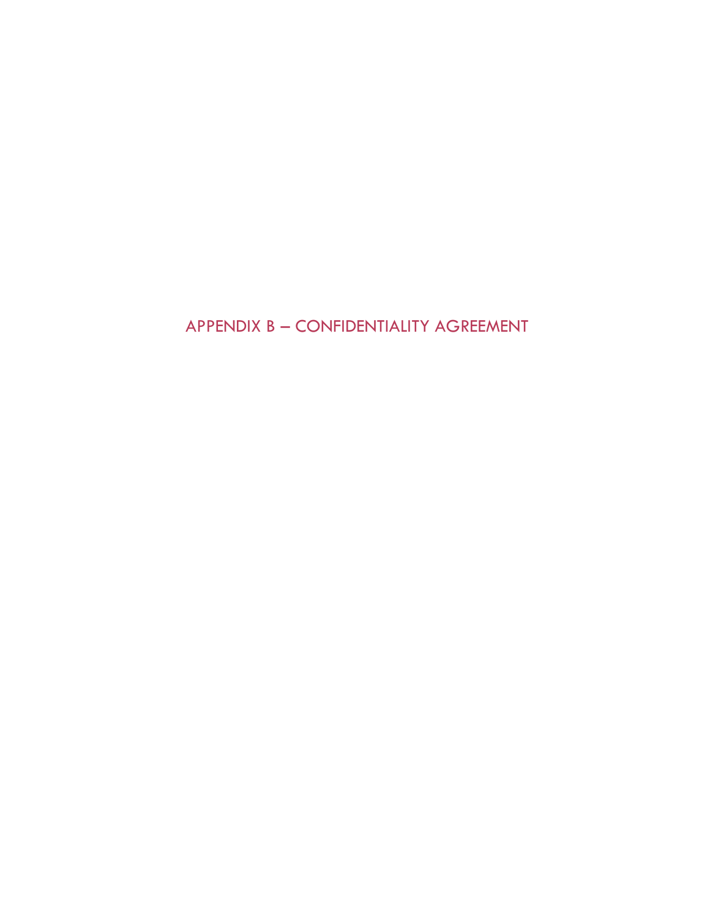# APPENDIX B – CONFIDENTIALITY AGREEMENT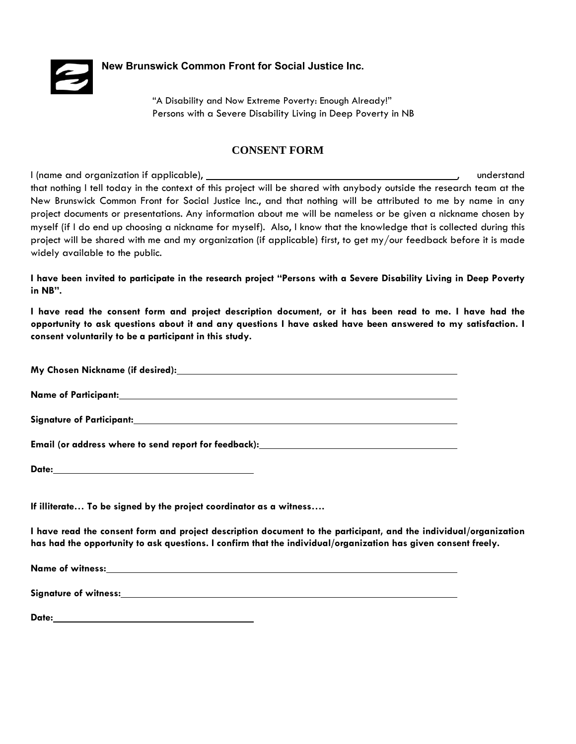**New Brunswick Common Front for Social Justice Inc.**

"A Disability and Now Extreme Poverty: Enough Already!"
Persons with a Severe Disability Living in Deep Poverty in NB

## CONSENT FORM

I (name and organization if applicable), ______________________________, understand that nothing I tell today in the context of this project will be shared with anybody outside the research team at the New Brunswick Common Front for Social Justice Inc., and that nothing will be attributed to me by name in any project documents or presentations. Any information about me will be nameless or be given a nickname chosen by myself (if I do end up choosing a nickname for myself). Also, I know that the knowledge that is collected during this project will be shared with me and my organization (if applicable) first, to get my/our feedback before it is made widely available to the public.

**I have been invited to participate in the research project "Persons with a Severe Disability Living in Deep Poverty in NB".**

**I have read the consent form and project description document, or it has been read to me. I have had the opportunity to ask questions about it and any questions I have asked have been answered to my satisfaction. I consent voluntarily to be a participant in this study.**

**My Chosen Nickname (if desired):** ______________________________

**Name of Participant:** ______________________________

**Signature of Participant:** ______________________________

**Email (or address where to send report for feedback):** ______________________________

**Date:** ____________________

**If illiterate… To be signed by the project coordinator as a witness….**

**I have read the consent form and project description document to the participant, and the individual/organization has had the opportunity to ask questions. I confirm that the individual/organization has given consent freely.**

**Name of witness:** ______________________________

**Signature of witness:** ______________________________

**Date:** ____________________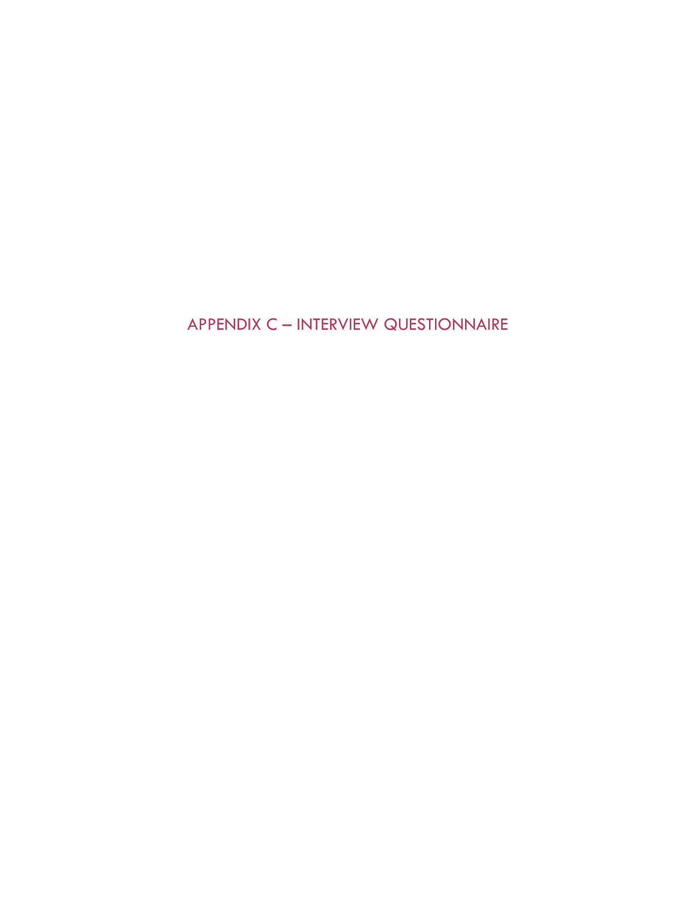# APPENDIX C – INTERVIEW QUESTIONNAIRE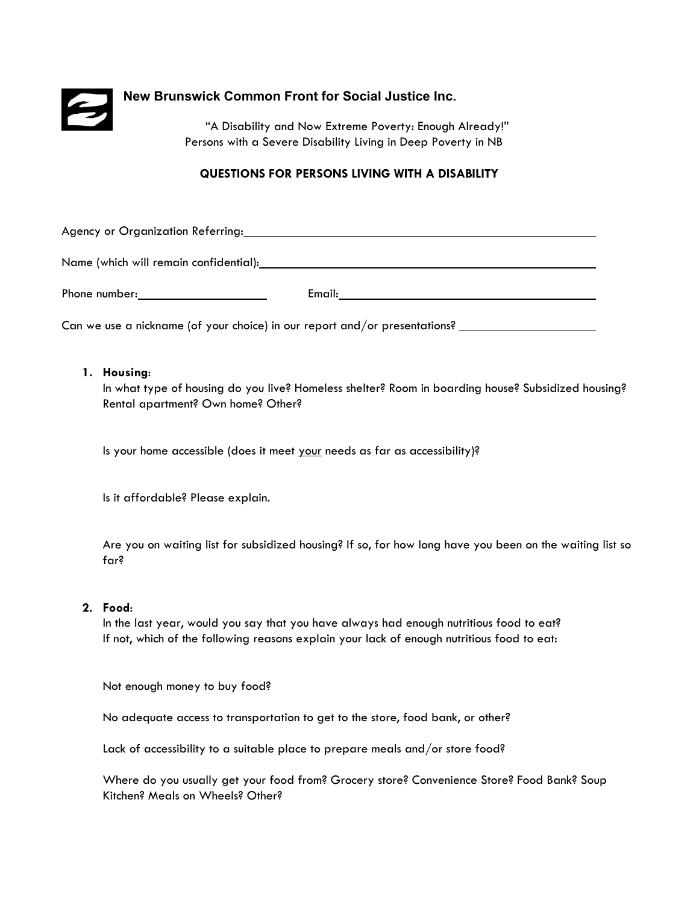**New Brunswick Common Front for Social Justice Inc.**

"A Disability and Now Extreme Poverty: Enough Already!"
Persons with a Severe Disability Living in Deep Poverty in NB

### QUESTIONS FOR PERSONS LIVING WITH A DISABILITY

Agency or Organization Referring:______________________________________________

Name (which will remain confidential):__________________________________________

Phone number:____________________ Email:_____________________________________

Can we use a nickname (of your choice) in our report and/or presentations? ____________________

1. **Housing**:
   In what type of housing do you live? Homeless shelter? Room in boarding house? Subsidized housing? Rental apartment? Own home? Other?

   Is your home accessible (does it meet <u>your</u> needs as far as accessibility)?

   Is it affordable? Please explain.

   Are you on waiting list for subsidized housing? If so, for how long have you been on the waiting list so far?

2. **Food**:
   In the last year, would you say that you have always had enough nutritious food to eat?
   If not, which of the following reasons explain your lack of enough nutritious food to eat:

   Not enough money to buy food?

   No adequate access to transportation to get to the store, food bank, or other?

   Lack of accessibility to a suitable place to prepare meals and/or store food?

   Where do you usually get your food from? Grocery store? Convenience Store? Food Bank? Soup Kitchen? Meals on Wheels? Other?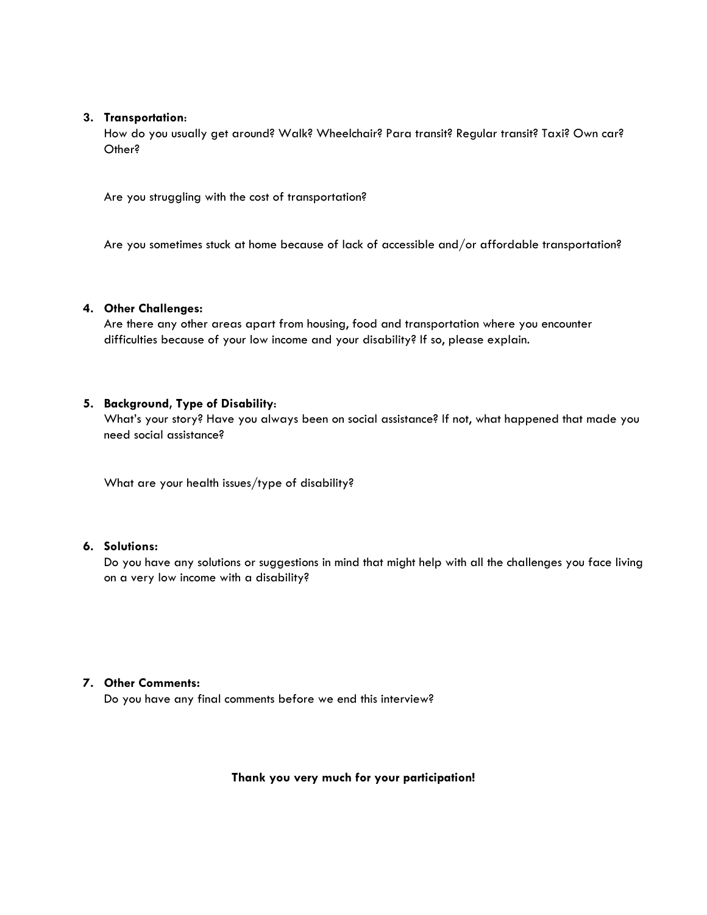3. **Transportation**:
   How do you usually get around? Walk? Wheelchair? Para transit? Regular transit? Taxi? Own car? Other?

   Are you struggling with the cost of transportation?

   Are you sometimes stuck at home because of lack of accessible and/or affordable transportation?

4. **Other Challenges:**
   Are there any other areas apart from housing, food and transportation where you encounter difficulties because of your low income and your disability? If so, please explain.

5. **Background, Type of Disability**:
   What's your story? Have you always been on social assistance? If not, what happened that made you need social assistance?

   What are your health issues/type of disability?

6. **Solutions:**
   Do you have any solutions or suggestions in mind that might help with all the challenges you face living on a very low income with a disability?

7. **Other Comments:**
   Do you have any final comments before we end this interview?

**Thank you very much for your participation!**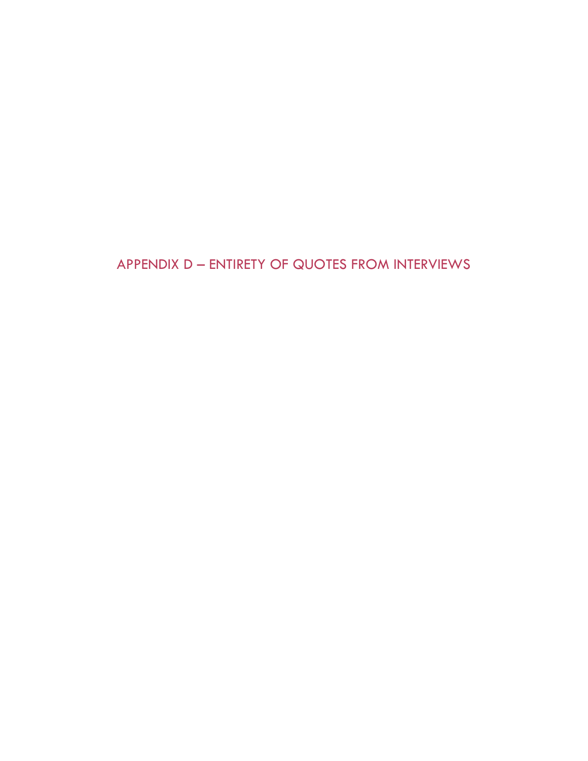# APPENDIX D – ENTIRETY OF QUOTES FROM INTERVIEWS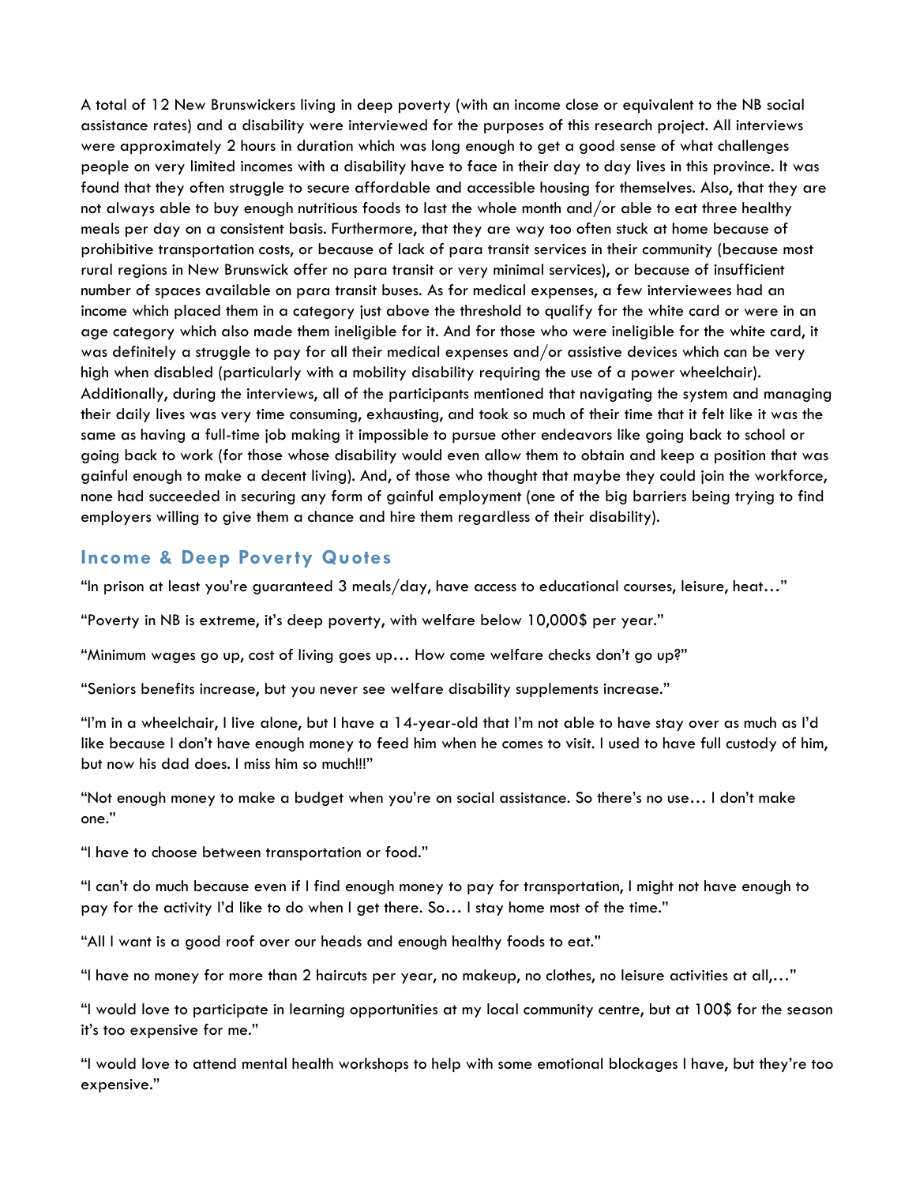A total of 12 New Brunswickers living in deep poverty (with an income close or equivalent to the NB social assistance rates) and a disability were interviewed for the purposes of this research project. All interviews were approximately 2 hours in duration which was long enough to get a good sense of what challenges people on very limited incomes with a disability have to face in their day to day lives in this province. It was found that they often struggle to secure affordable and accessible housing for themselves. Also, that they are not always able to buy enough nutritious foods to last the whole month and/or able to eat three healthy meals per day on a consistent basis. Furthermore, that they are way too often stuck at home because of prohibitive transportation costs, or because of lack of para transit services in their community (because most rural regions in New Brunswick offer no para transit or very minimal services), or because of insufficient number of spaces available on para transit buses. As for medical expenses, a few interviewees had an income which placed them in a category just above the threshold to qualify for the white card or were in an age category which also made them ineligible for it. And for those who were ineligible for the white card, it was definitely a struggle to pay for all their medical expenses and/or assistive devices which can be very high when disabled (particularly with a mobility disability requiring the use of a power wheelchair). Additionally, during the interviews, all of the participants mentioned that navigating the system and managing their daily lives was very time consuming, exhausting, and took so much of their time that it felt like it was the same as having a full-time job making it impossible to pursue other endeavors like going back to school or going back to work (for those whose disability would even allow them to obtain and keep a position that was gainful enough to make a decent living). And, of those who thought that maybe they could join the workforce, none had succeeded in securing any form of gainful employment (one of the big barriers being trying to find employers willing to give them a chance and hire them regardless of their disability).

## Income & Deep Poverty Quotes

"In prison at least you're guaranteed 3 meals/day, have access to educational courses, leisure, heat…"

"Poverty in NB is extreme, it's deep poverty, with welfare below 10,000$ per year."

"Minimum wages go up, cost of living goes up… How come welfare checks don't go up?"

"Seniors benefits increase, but you never see welfare disability supplements increase."

"I'm in a wheelchair, I live alone, but I have a 14-year-old that I'm not able to have stay over as much as I'd like because I don't have enough money to feed him when he comes to visit. I used to have full custody of him, but now his dad does. I miss him so much!!!"

"Not enough money to make a budget when you're on social assistance. So there's no use… I don't make one."

"I have to choose between transportation or food."

"I can't do much because even if I find enough money to pay for transportation, I might not have enough to pay for the activity I'd like to do when I get there. So… I stay home most of the time."

"All I want is a good roof over our heads and enough healthy foods to eat."

"I have no money for more than 2 haircuts per year, no makeup, no clothes, no leisure activities at all,…"

"I would love to participate in learning opportunities at my local community centre, but at 100$ for the season it's too expensive for me."

"I would love to attend mental health workshops to help with some emotional blockages I have, but they're too expensive."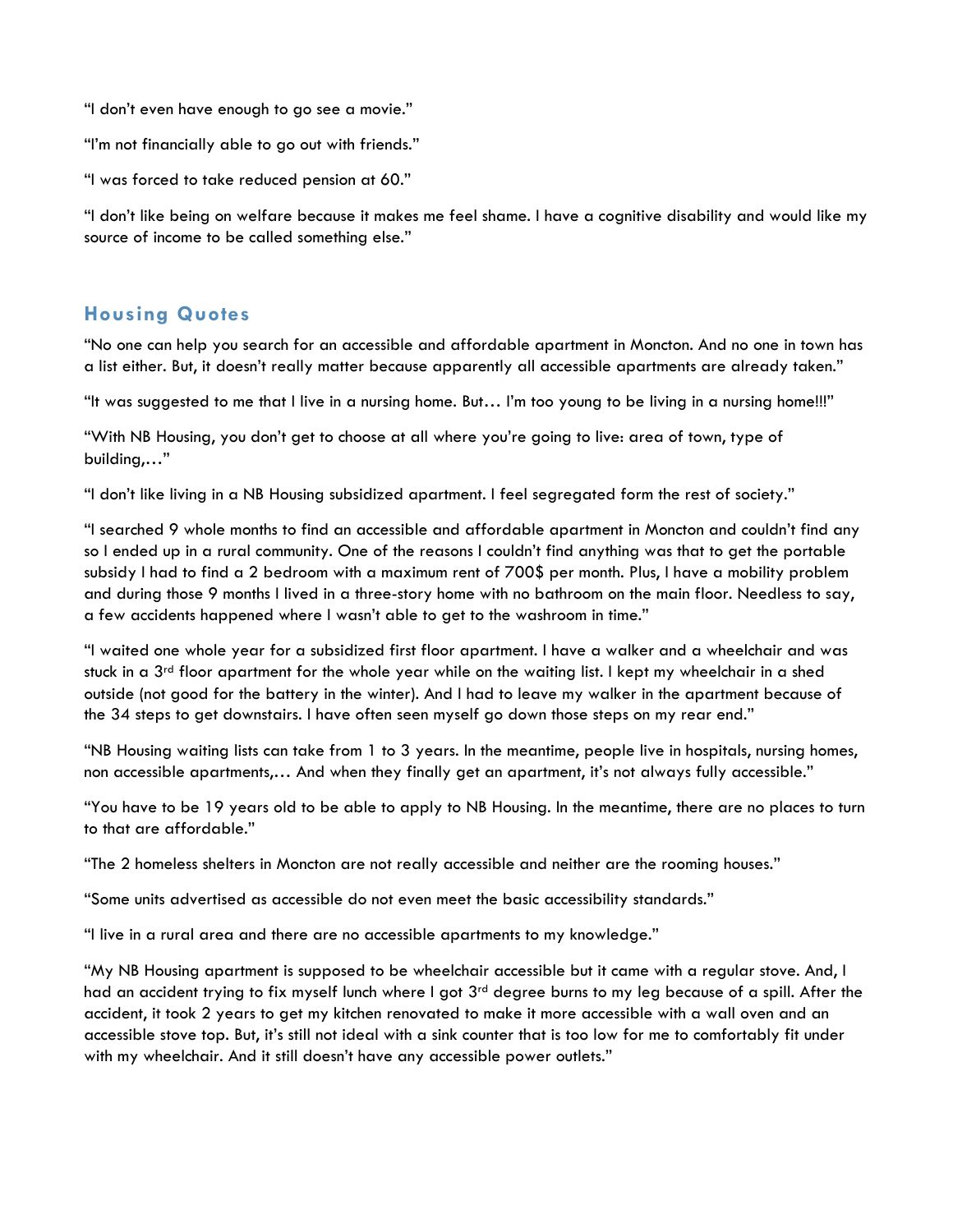"I don't even have enough to go see a movie."

"I'm not financially able to go out with friends."

"I was forced to take reduced pension at 60."

"I don't like being on welfare because it makes me feel shame. I have a cognitive disability and would like my source of income to be called something else."

## Housing Quotes

"No one can help you search for an accessible and affordable apartment in Moncton. And no one in town has a list either. But, it doesn't really matter because apparently all accessible apartments are already taken."

"It was suggested to me that I live in a nursing home. But… I'm too young to be living in a nursing home!!!"

"With NB Housing, you don't get to choose at all where you're going to live: area of town, type of building,…"

"I don't like living in a NB Housing subsidized apartment. I feel segregated form the rest of society."

"I searched 9 whole months to find an accessible and affordable apartment in Moncton and couldn't find any so I ended up in a rural community. One of the reasons I couldn't find anything was that to get the portable subsidy I had to find a 2 bedroom with a maximum rent of 700$ per month. Plus, I have a mobility problem and during those 9 months I lived in a three-story home with no bathroom on the main floor. Needless to say, a few accidents happened where I wasn't able to get to the washroom in time."

"I waited one whole year for a subsidized first floor apartment. I have a walker and a wheelchair and was stuck in a 3rd floor apartment for the whole year while on the waiting list. I kept my wheelchair in a shed outside (not good for the battery in the winter). And I had to leave my walker in the apartment because of the 34 steps to get downstairs. I have often seen myself go down those steps on my rear end."

"NB Housing waiting lists can take from 1 to 3 years. In the meantime, people live in hospitals, nursing homes, non accessible apartments,… And when they finally get an apartment, it's not always fully accessible."

"You have to be 19 years old to be able to apply to NB Housing. In the meantime, there are no places to turn to that are affordable."

"The 2 homeless shelters in Moncton are not really accessible and neither are the rooming houses."

"Some units advertised as accessible do not even meet the basic accessibility standards."

"I live in a rural area and there are no accessible apartments to my knowledge."

"My NB Housing apartment is supposed to be wheelchair accessible but it came with a regular stove. And, I had an accident trying to fix myself lunch where I got 3rd degree burns to my leg because of a spill. After the accident, it took 2 years to get my kitchen renovated to make it more accessible with a wall oven and an accessible stove top. But, it's still not ideal with a sink counter that is too low for me to comfortably fit under with my wheelchair. And it still doesn't have any accessible power outlets."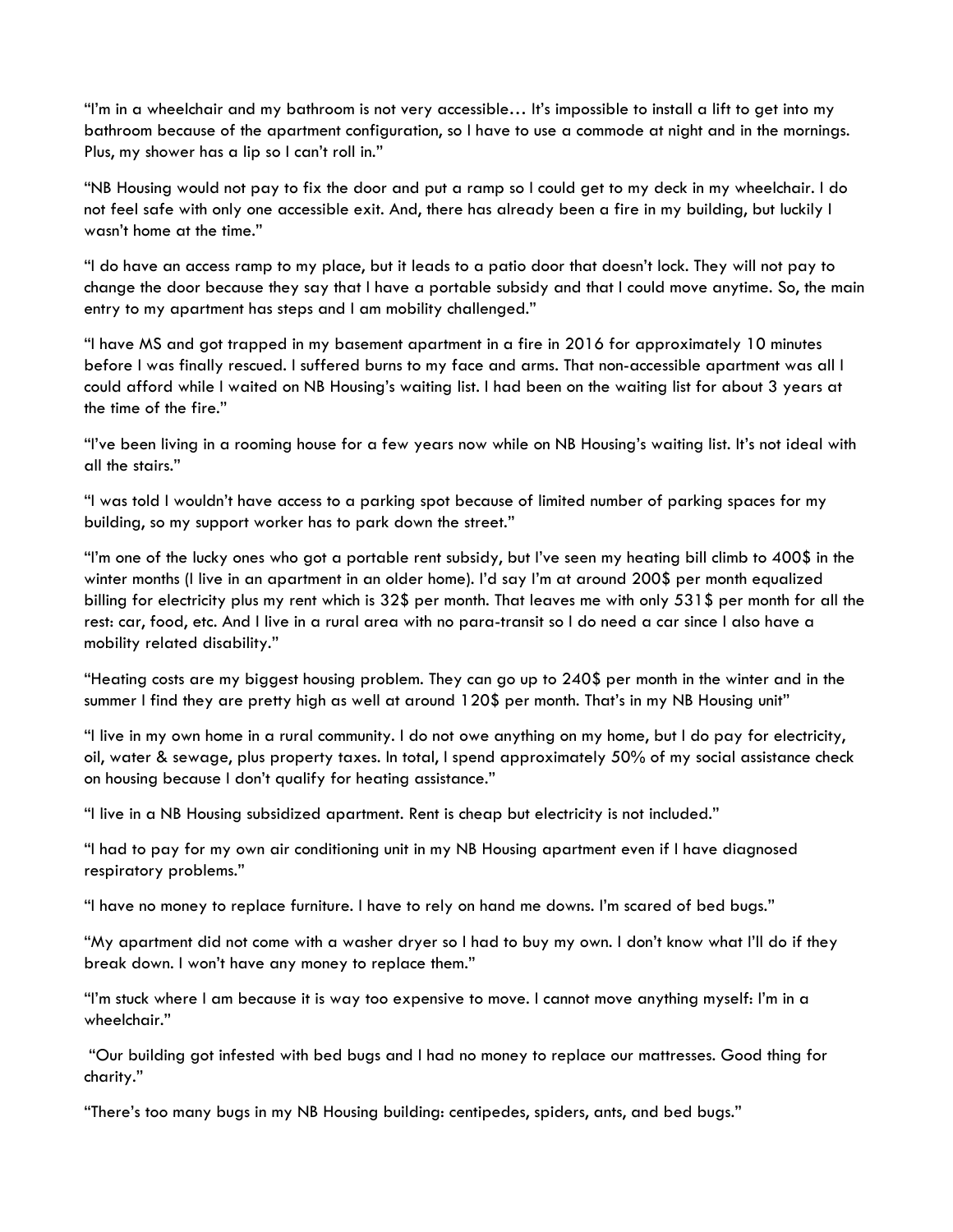"I'm in a wheelchair and my bathroom is not very accessible… It's impossible to install a lift to get into my bathroom because of the apartment configuration, so I have to use a commode at night and in the mornings. Plus, my shower has a lip so I can't roll in."

"NB Housing would not pay to fix the door and put a ramp so I could get to my deck in my wheelchair. I do not feel safe with only one accessible exit. And, there has already been a fire in my building, but luckily I wasn't home at the time."

"I do have an access ramp to my place, but it leads to a patio door that doesn't lock. They will not pay to change the door because they say that I have a portable subsidy and that I could move anytime. So, the main entry to my apartment has steps and I am mobility challenged."

"I have MS and got trapped in my basement apartment in a fire in 2016 for approximately 10 minutes before I was finally rescued. I suffered burns to my face and arms. That non-accessible apartment was all I could afford while I waited on NB Housing's waiting list. I had been on the waiting list for about 3 years at the time of the fire."

"I've been living in a rooming house for a few years now while on NB Housing's waiting list. It's not ideal with all the stairs."

"I was told I wouldn't have access to a parking spot because of limited number of parking spaces for my building, so my support worker has to park down the street."

"I'm one of the lucky ones who got a portable rent subsidy, but I've seen my heating bill climb to 400$ in the winter months (I live in an apartment in an older home). I'd say I'm at around 200$ per month equalized billing for electricity plus my rent which is 32$ per month. That leaves me with only 531$ per month for all the rest: car, food, etc. And I live in a rural area with no para-transit so I do need a car since I also have a mobility related disability."

"Heating costs are my biggest housing problem. They can go up to 240$ per month in the winter and in the summer I find they are pretty high as well at around 120$ per month. That's in my NB Housing unit"

"I live in my own home in a rural community. I do not owe anything on my home, but I do pay for electricity, oil, water & sewage, plus property taxes. In total, I spend approximately 50% of my social assistance check on housing because I don't qualify for heating assistance."

"I live in a NB Housing subsidized apartment. Rent is cheap but electricity is not included."

"I had to pay for my own air conditioning unit in my NB Housing apartment even if I have diagnosed respiratory problems."

"I have no money to replace furniture. I have to rely on hand me downs. I'm scared of bed bugs."

"My apartment did not come with a washer dryer so I had to buy my own. I don't know what I'll do if they break down. I won't have any money to replace them."

"I'm stuck where I am because it is way too expensive to move. I cannot move anything myself: I'm in a wheelchair."

"Our building got infested with bed bugs and I had no money to replace our mattresses. Good thing for charity."

"There's too many bugs in my NB Housing building: centipedes, spiders, ants, and bed bugs."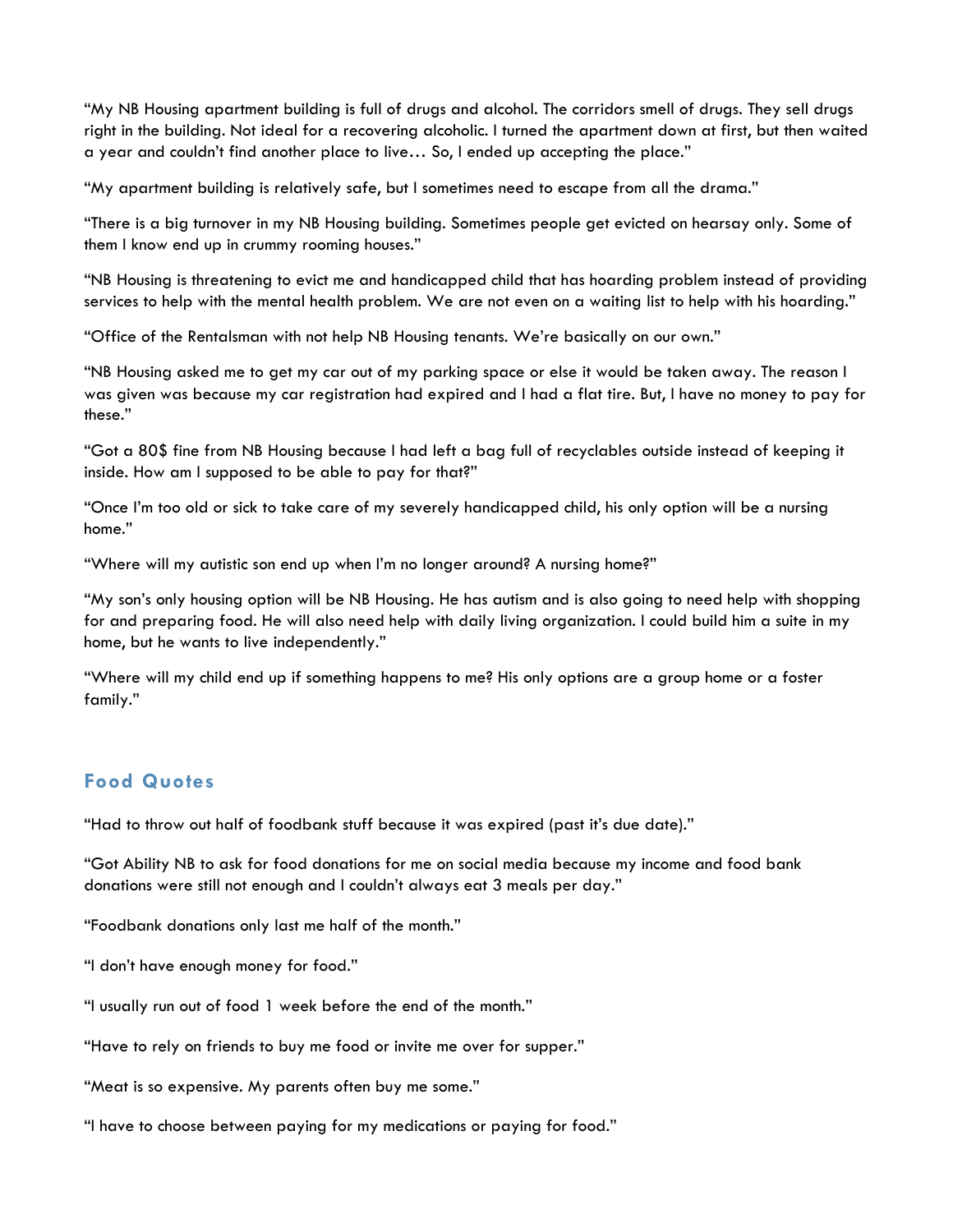"My NB Housing apartment building is full of drugs and alcohol. The corridors smell of drugs. They sell drugs right in the building. Not ideal for a recovering alcoholic. I turned the apartment down at first, but then waited a year and couldn't find another place to live… So, I ended up accepting the place."

"My apartment building is relatively safe, but I sometimes need to escape from all the drama."

"There is a big turnover in my NB Housing building. Sometimes people get evicted on hearsay only. Some of them I know end up in crummy rooming houses."

"NB Housing is threatening to evict me and handicapped child that has hoarding problem instead of providing services to help with the mental health problem. We are not even on a waiting list to help with his hoarding."

"Office of the Rentalsman with not help NB Housing tenants. We're basically on our own."

"NB Housing asked me to get my car out of my parking space or else it would be taken away. The reason I was given was because my car registration had expired and I had a flat tire. But, I have no money to pay for these."

"Got a 80$ fine from NB Housing because I had left a bag full of recyclables outside instead of keeping it inside. How am I supposed to be able to pay for that?"

"Once I'm too old or sick to take care of my severely handicapped child, his only option will be a nursing home."

"Where will my autistic son end up when I'm no longer around? A nursing home?"

"My son's only housing option will be NB Housing. He has autism and is also going to need help with shopping for and preparing food. He will also need help with daily living organization. I could build him a suite in my home, but he wants to live independently."

"Where will my child end up if something happens to me? His only options are a group home or a foster family."

## Food Quotes

"Had to throw out half of foodbank stuff because it was expired (past it's due date)."

"Got Ability NB to ask for food donations for me on social media because my income and food bank donations were still not enough and I couldn't always eat 3 meals per day."

"Foodbank donations only last me half of the month."

"I don't have enough money for food."

"I usually run out of food 1 week before the end of the month."

"Have to rely on friends to buy me food or invite me over for supper."

"Meat is so expensive. My parents often buy me some."

"I have to choose between paying for my medications or paying for food."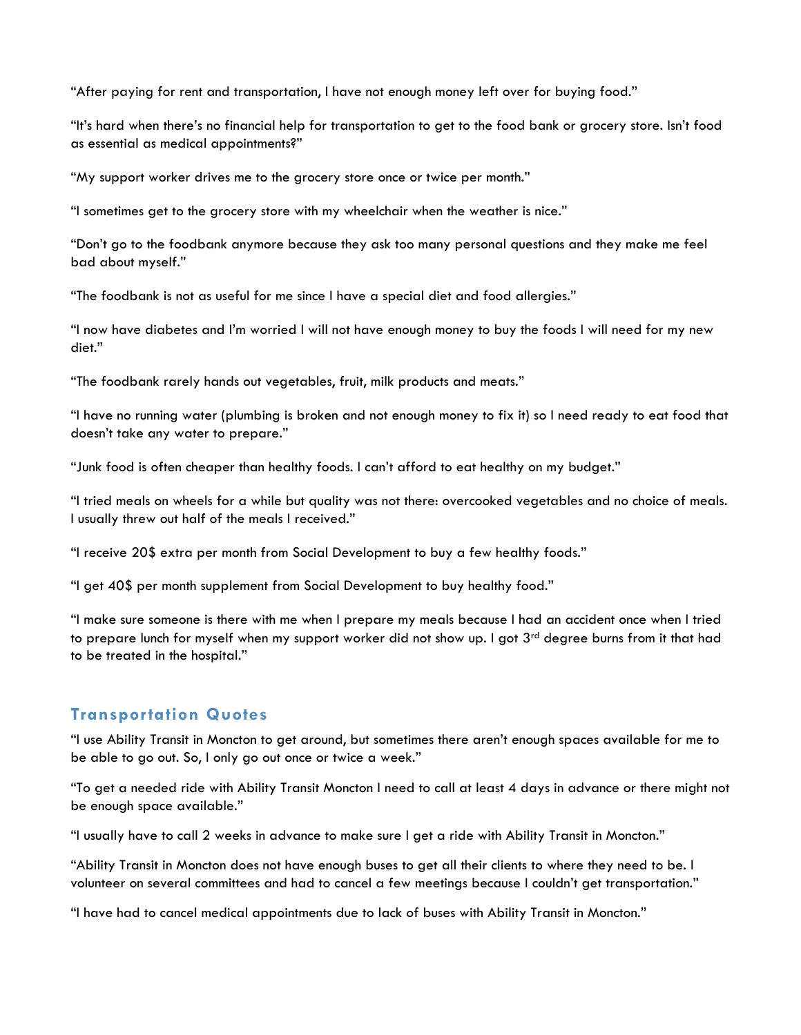"After paying for rent and transportation, I have not enough money left over for buying food."

"It's hard when there's no financial help for transportation to get to the food bank or grocery store. Isn't food as essential as medical appointments?"

"My support worker drives me to the grocery store once or twice per month."

"I sometimes get to the grocery store with my wheelchair when the weather is nice."

"Don't go to the foodbank anymore because they ask too many personal questions and they make me feel bad about myself."

"The foodbank is not as useful for me since I have a special diet and food allergies."

"I now have diabetes and I'm worried I will not have enough money to buy the foods I will need for my new diet."

"The foodbank rarely hands out vegetables, fruit, milk products and meats."

"I have no running water (plumbing is broken and not enough money to fix it) so I need ready to eat food that doesn't take any water to prepare."

"Junk food is often cheaper than healthy foods. I can't afford to eat healthy on my budget."

"I tried meals on wheels for a while but quality was not there: overcooked vegetables and no choice of meals. I usually threw out half of the meals I received."

"I receive 20$ extra per month from Social Development to buy a few healthy foods."

"I get 40$ per month supplement from Social Development to buy healthy food."

"I make sure someone is there with me when I prepare my meals because I had an accident once when I tried to prepare lunch for myself when my support worker did not show up. I got 3rd degree burns from it that had to be treated in the hospital."

## Transportation Quotes

"I use Ability Transit in Moncton to get around, but sometimes there aren't enough spaces available for me to be able to go out. So, I only go out once or twice a week."

"To get a needed ride with Ability Transit Moncton I need to call at least 4 days in advance or there might not be enough space available."

"I usually have to call 2 weeks in advance to make sure I get a ride with Ability Transit in Moncton."

"Ability Transit in Moncton does not have enough buses to get all their clients to where they need to be. I volunteer on several committees and had to cancel a few meetings because I couldn't get transportation."

"I have had to cancel medical appointments due to lack of buses with Ability Transit in Moncton."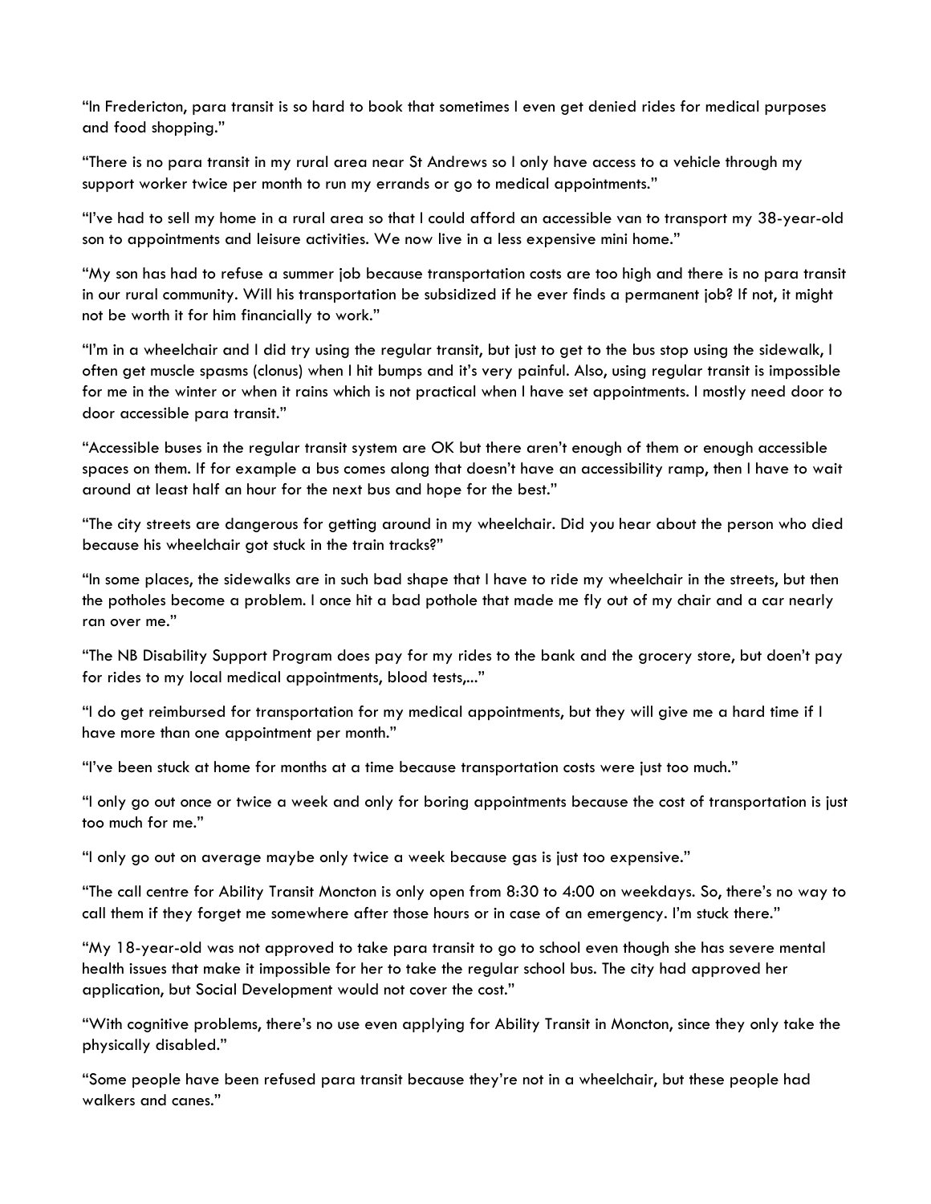"In Fredericton, para transit is so hard to book that sometimes I even get denied rides for medical purposes and food shopping."

"There is no para transit in my rural area near St Andrews so I only have access to a vehicle through my support worker twice per month to run my errands or go to medical appointments."

"I've had to sell my home in a rural area so that I could afford an accessible van to transport my 38-year-old son to appointments and leisure activities. We now live in a less expensive mini home."

"My son has had to refuse a summer job because transportation costs are too high and there is no para transit in our rural community. Will his transportation be subsidized if he ever finds a permanent job? If not, it might not be worth it for him financially to work."

"I'm in a wheelchair and I did try using the regular transit, but just to get to the bus stop using the sidewalk, I often get muscle spasms (clonus) when I hit bumps and it's very painful. Also, using regular transit is impossible for me in the winter or when it rains which is not practical when I have set appointments. I mostly need door to door accessible para transit."

"Accessible buses in the regular transit system are OK but there aren't enough of them or enough accessible spaces on them. If for example a bus comes along that doesn't have an accessibility ramp, then I have to wait around at least half an hour for the next bus and hope for the best."

"The city streets are dangerous for getting around in my wheelchair. Did you hear about the person who died because his wheelchair got stuck in the train tracks?"

"In some places, the sidewalks are in such bad shape that I have to ride my wheelchair in the streets, but then the potholes become a problem. I once hit a bad pothole that made me fly out of my chair and a car nearly ran over me."

"The NB Disability Support Program does pay for my rides to the bank and the grocery store, but doesn't pay for rides to my local medical appointments, blood tests,..."

"I do get reimbursed for transportation for my medical appointments, but they will give me a hard time if I have more than one appointment per month."

"I've been stuck at home for months at a time because transportation costs were just too much."

"I only go out once or twice a week and only for boring appointments because the cost of transportation is just too much for me."

"I only go out on average maybe only twice a week because gas is just too expensive."

"The call centre for Ability Transit Moncton is only open from 8:30 to 4:00 on weekdays. So, there's no way to call them if they forget me somewhere after those hours or in case of an emergency. I'm stuck there."

"My 18-year-old was not approved to take para transit to go to school even though she has severe mental health issues that make it impossible for her to take the regular school bus. The city had approved her application, but Social Development would not cover the cost."

"With cognitive problems, there's no use even applying for Ability Transit in Moncton, since they only take the physically disabled."

"Some people have been refused para transit because they're not in a wheelchair, but these people had walkers and canes."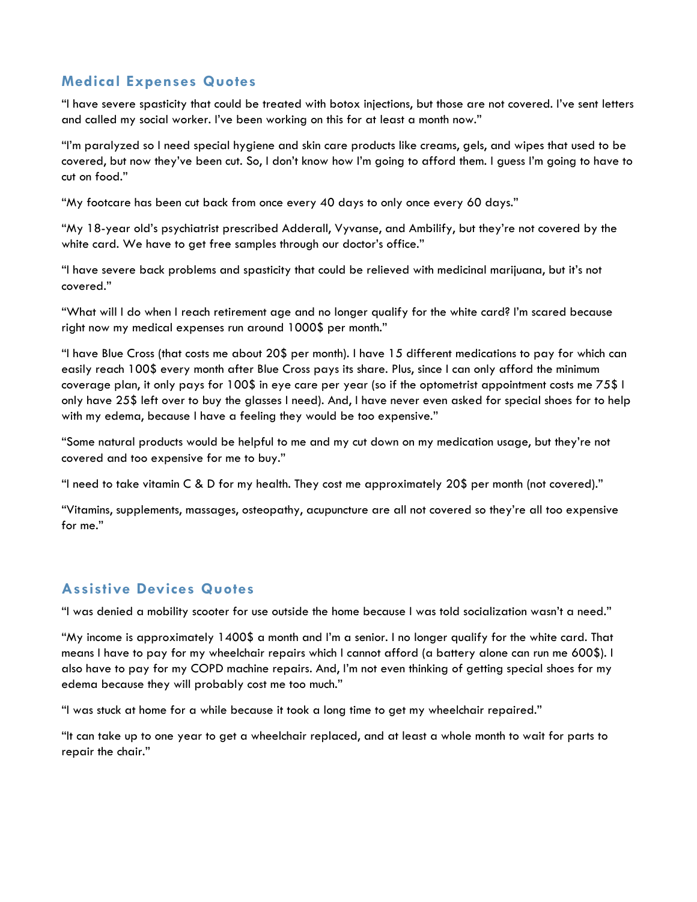## Medical Expenses Quotes

"I have severe spasticity that could be treated with botox injections, but those are not covered. I've sent letters and called my social worker. I've been working on this for at least a month now."

"I'm paralyzed so I need special hygiene and skin care products like creams, gels, and wipes that used to be covered, but now they've been cut. So, I don't know how I'm going to afford them. I guess I'm going to have to cut on food."

"My footcare has been cut back from once every 40 days to only once every 60 days."

"My 18-year old's psychiatrist prescribed Adderall, Vyvanse, and Ambilify, but they're not covered by the white card. We have to get free samples through our doctor's office."

"I have severe back problems and spasticity that could be relieved with medicinal marijuana, but it's not covered."

"What will I do when I reach retirement age and no longer qualify for the white card? I'm scared because right now my medical expenses run around 1000$ per month."

"I have Blue Cross (that costs me about 20$ per month). I have 15 different medications to pay for which can easily reach 100$ every month after Blue Cross pays its share. Plus, since I can only afford the minimum coverage plan, it only pays for 100$ in eye care per year (so if the optometrist appointment costs me 75$ I only have 25$ left over to buy the glasses I need). And, I have never even asked for special shoes for to help with my edema, because I have a feeling they would be too expensive."

"Some natural products would be helpful to me and my cut down on my medication usage, but they're not covered and too expensive for me to buy."

"I need to take vitamin C & D for my health. They cost me approximately 20$ per month (not covered)."

"Vitamins, supplements, massages, osteopathy, acupuncture are all not covered so they're all too expensive for me."

## Assistive Devices Quotes

"I was denied a mobility scooter for use outside the home because I was told socialization wasn't a need."

"My income is approximately 1400$ a month and I'm a senior. I no longer qualify for the white card. That means I have to pay for my wheelchair repairs which I cannot afford (a battery alone can run me 600$). I also have to pay for my COPD machine repairs. And, I'm not even thinking of getting special shoes for my edema because they will probably cost me too much."

"I was stuck at home for a while because it took a long time to get my wheelchair repaired."

"It can take up to one year to get a wheelchair replaced, and at least a whole month to wait for parts to repair the chair."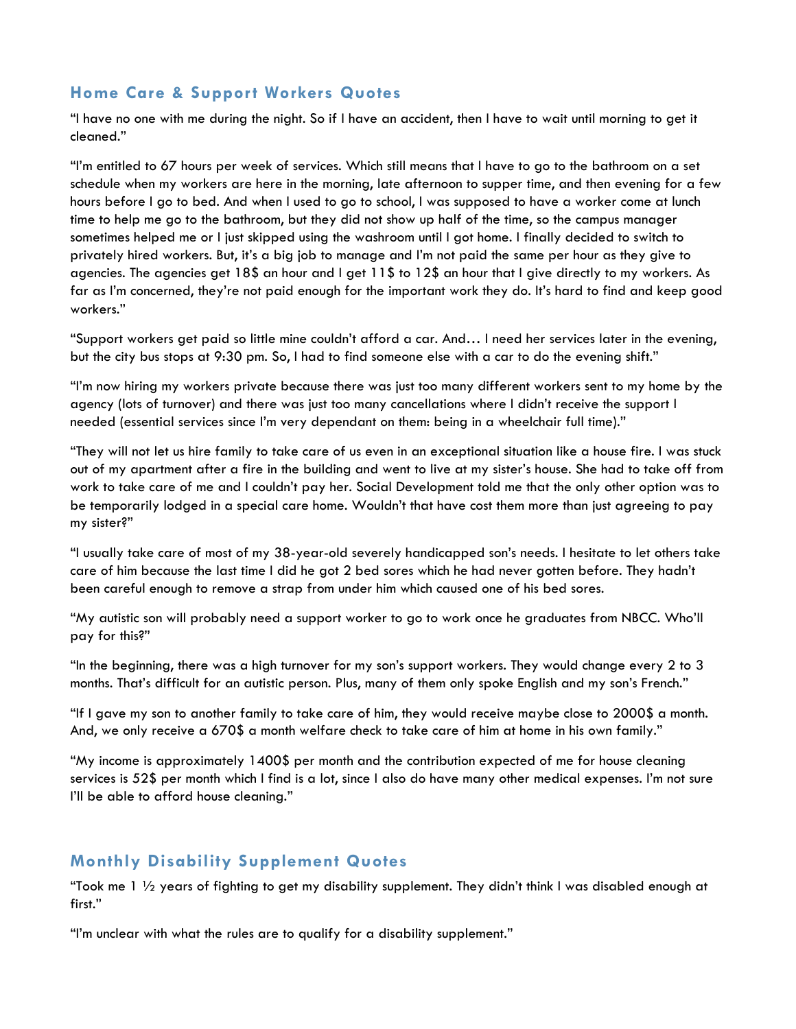## Home Care & Support Workers Quotes

"I have no one with me during the night. So if I have an accident, then I have to wait until morning to get it cleaned."

"I'm entitled to 67 hours per week of services. Which still means that I have to go to the bathroom on a set schedule when my workers are here in the morning, late afternoon to supper time, and then evening for a few hours before I go to bed. And when I used to go to school, I was supposed to have a worker come at lunch time to help me go to the bathroom, but they did not show up half of the time, so the campus manager sometimes helped me or I just skipped using the washroom until I got home. I finally decided to switch to privately hired workers. But, it's a big job to manage and I'm not paid the same per hour as they give to agencies. The agencies get 18$ an hour and I get 11$ to 12$ an hour that I give directly to my workers. As far as I'm concerned, they're not paid enough for the important work they do. It's hard to find and keep good workers."

"Support workers get paid so little mine couldn't afford a car. And… I need her services later in the evening, but the city bus stops at 9:30 pm. So, I had to find someone else with a car to do the evening shift."

"I'm now hiring my workers private because there was just too many different workers sent to my home by the agency (lots of turnover) and there was just too many cancellations where I didn't receive the support I needed (essential services since I'm very dependant on them: being in a wheelchair full time)."

"They will not let us hire family to take care of us even in an exceptional situation like a house fire. I was stuck out of my apartment after a fire in the building and went to live at my sister's house. She had to take off from work to take care of me and I couldn't pay her. Social Development told me that the only other option was to be temporarily lodged in a special care home. Wouldn't that have cost them more than just agreeing to pay my sister?"

"I usually take care of most of my 38-year-old severely handicapped son's needs. I hesitate to let others take care of him because the last time I did he got 2 bed sores which he had never gotten before. They hadn't been careful enough to remove a strap from under him which caused one of his bed sores.

"My autistic son will probably need a support worker to go to work once he graduates from NBCC. Who'll pay for this?"

"In the beginning, there was a high turnover for my son's support workers. They would change every 2 to 3 months. That's difficult for an autistic person. Plus, many of them only spoke English and my son's French."

"If I gave my son to another family to take care of him, they would receive maybe close to 2000$ a month. And, we only receive a 670$ a month welfare check to take care of him at home in his own family."

"My income is approximately 1400$ per month and the contribution expected of me for house cleaning services is 52$ per month which I find is a lot, since I also do have many other medical expenses. I'm not sure I'll be able to afford house cleaning."

## Monthly Disability Supplement Quotes

"Took me 1 ½ years of fighting to get my disability supplement. They didn't think I was disabled enough at first."

"I'm unclear with what the rules are to qualify for a disability supplement."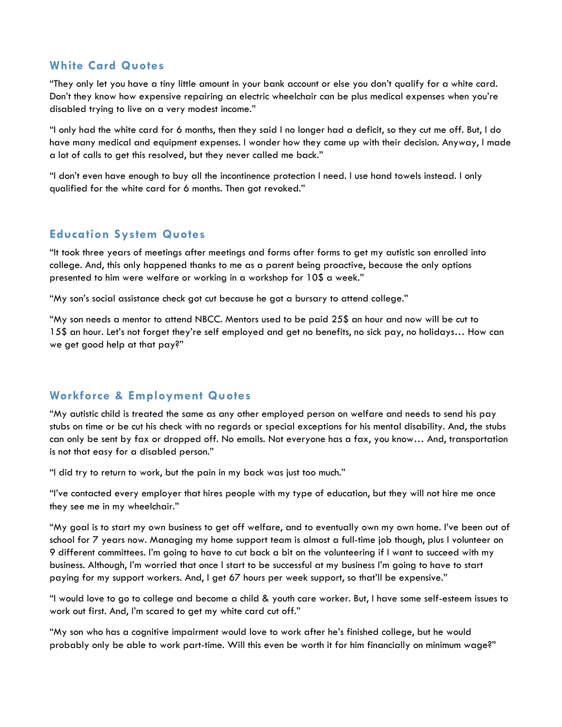## White Card Quotes

"They only let you have a tiny little amount in your bank account or else you don't qualify for a white card. Don't they know how expensive repairing an electric wheelchair can be plus medical expenses when you're disabled trying to live on a very modest income."

"I only had the white card for 6 months, then they said I no longer had a deficit, so they cut me off. But, I do have many medical and equipment expenses. I wonder how they came up with their decision. Anyway, I made a lot of calls to get this resolved, but they never called me back."

"I don't even have enough to buy all the incontinence protection I need. I use hand towels instead. I only qualified for the white card for 6 months. Then got revoked."

## Education System Quotes

"It took three years of meetings after meetings and forms after forms to get my autistic son enrolled into college. And, this only happened thanks to me as a parent being proactive, because the only options presented to him were welfare or working in a workshop for 10$ a week."

"My son's social assistance check got cut because he got a bursary to attend college."

"My son needs a mentor to attend NBCC. Mentors used to be paid 25$ an hour and now will be cut to 15$ an hour. Let's not forget they're self employed and get no benefits, no sick pay, no holidays… How can we get good help at that pay?"

## Workforce & Employment Quotes

"My autistic child is treated the same as any other employed person on welfare and needs to send his pay stubs on time or be cut his check with no regards or special exceptions for his mental disability. And, the stubs can only be sent by fax or dropped off. No emails. Not everyone has a fax, you know… And, transportation is not that easy for a disabled person."

"I did try to return to work, but the pain in my back was just too much."

"I've contacted every employer that hires people with my type of education, but they will not hire me once they see me in my wheelchair."

"My goal is to start my own business to get off welfare, and to eventually own my own home. I've been out of school for 7 years now. Managing my home support team is almost a full-time job though, plus I volunteer on 9 different committees. I'm going to have to cut back a bit on the volunteering if I want to succeed with my business. Although, I'm worried that once I start to be successful at my business I'm going to have to start paying for my support workers. And, I get 67 hours per week support, so that'll be expensive."

"I would love to go to college and become a child & youth care worker. But, I have some self-esteem issues to work out first. And, I'm scared to get my white card cut off."

"My son who has a cognitive impairment would love to work after he's finished college, but he would probably only be able to work part-time. Will this even be worth it for him financially on minimum wage?"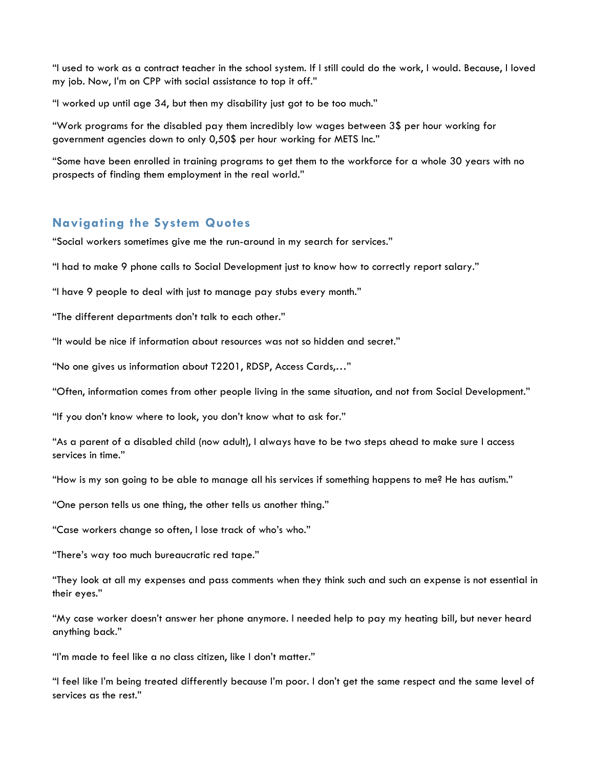"I used to work as a contract teacher in the school system. If I still could do the work, I would. Because, I loved my job. Now, I'm on CPP with social assistance to top it off."

"I worked up until age 34, but then my disability just got to be too much."

"Work programs for the disabled pay them incredibly low wages between 3$ per hour working for government agencies down to only 0,50$ per hour working for METS Inc."

"Some have been enrolled in training programs to get them to the workforce for a whole 30 years with no prospects of finding them employment in the real world."

## Navigating the System Quotes

"Social workers sometimes give me the run-around in my search for services."

"I had to make 9 phone calls to Social Development just to know how to correctly report salary."

"I have 9 people to deal with just to manage pay stubs every month."

"The different departments don't talk to each other."

"It would be nice if information about resources was not so hidden and secret."

"No one gives us information about T2201, RDSP, Access Cards,…"

"Often, information comes from other people living in the same situation, and not from Social Development."

"If you don't know where to look, you don't know what to ask for."

"As a parent of a disabled child (now adult), I always have to be two steps ahead to make sure I access services in time."

"How is my son going to be able to manage all his services if something happens to me? He has autism."

"One person tells us one thing, the other tells us another thing."

"Case workers change so often, I lose track of who's who."

"There's way too much bureaucratic red tape."

"They look at all my expenses and pass comments when they think such and such an expense is not essential in their eyes."

"My case worker doesn't answer her phone anymore. I needed help to pay my heating bill, but never heard anything back."

"I'm made to feel like a no class citizen, like I don't matter."

"I feel like I'm being treated differently because I'm poor. I don't get the same respect and the same level of services as the rest."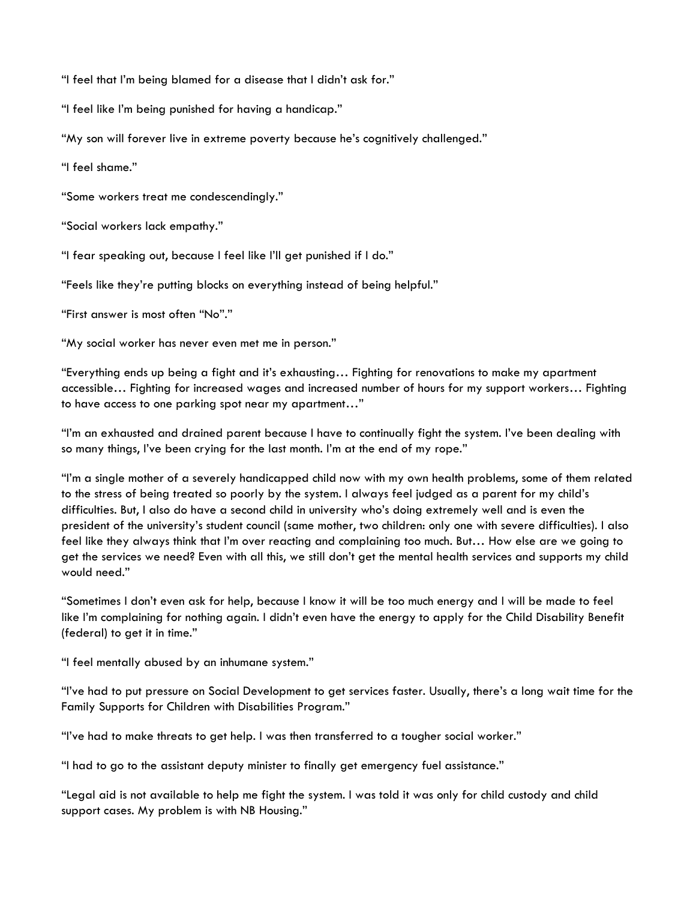"I feel that I'm being blamed for a disease that I didn't ask for."

"I feel like I'm being punished for having a handicap."

"My son will forever live in extreme poverty because he's cognitively challenged."

"I feel shame."

"Some workers treat me condescendingly."

"Social workers lack empathy."

"I fear speaking out, because I feel like I'll get punished if I do."

"Feels like they're putting blocks on everything instead of being helpful."

"First answer is most often "No"."

"My social worker has never even met me in person."

"Everything ends up being a fight and it's exhausting… Fighting for renovations to make my apartment accessible… Fighting for increased wages and increased number of hours for my support workers… Fighting to have access to one parking spot near my apartment…"

"I'm an exhausted and drained parent because I have to continually fight the system. I've been dealing with so many things, I've been crying for the last month. I'm at the end of my rope."

"I'm a single mother of a severely handicapped child now with my own health problems, some of them related to the stress of being treated so poorly by the system. I always feel judged as a parent for my child's difficulties. But, I also do have a second child in university who's doing extremely well and is even the president of the university's student council (same mother, two children: only one with severe difficulties). I also feel like they always think that I'm over reacting and complaining too much. But… How else are we going to get the services we need? Even with all this, we still don't get the mental health services and supports my child would need."

"Sometimes I don't even ask for help, because I know it will be too much energy and I will be made to feel like I'm complaining for nothing again. I didn't even have the energy to apply for the Child Disability Benefit (federal) to get it in time."

"I feel mentally abused by an inhumane system."

"I've had to put pressure on Social Development to get services faster. Usually, there's a long wait time for the Family Supports for Children with Disabilities Program."

"I've had to make threats to get help. I was then transferred to a tougher social worker."

"I had to go to the assistant deputy minister to finally get emergency fuel assistance."

"Legal aid is not available to help me fight the system. I was told it was only for child custody and child support cases. My problem is with NB Housing."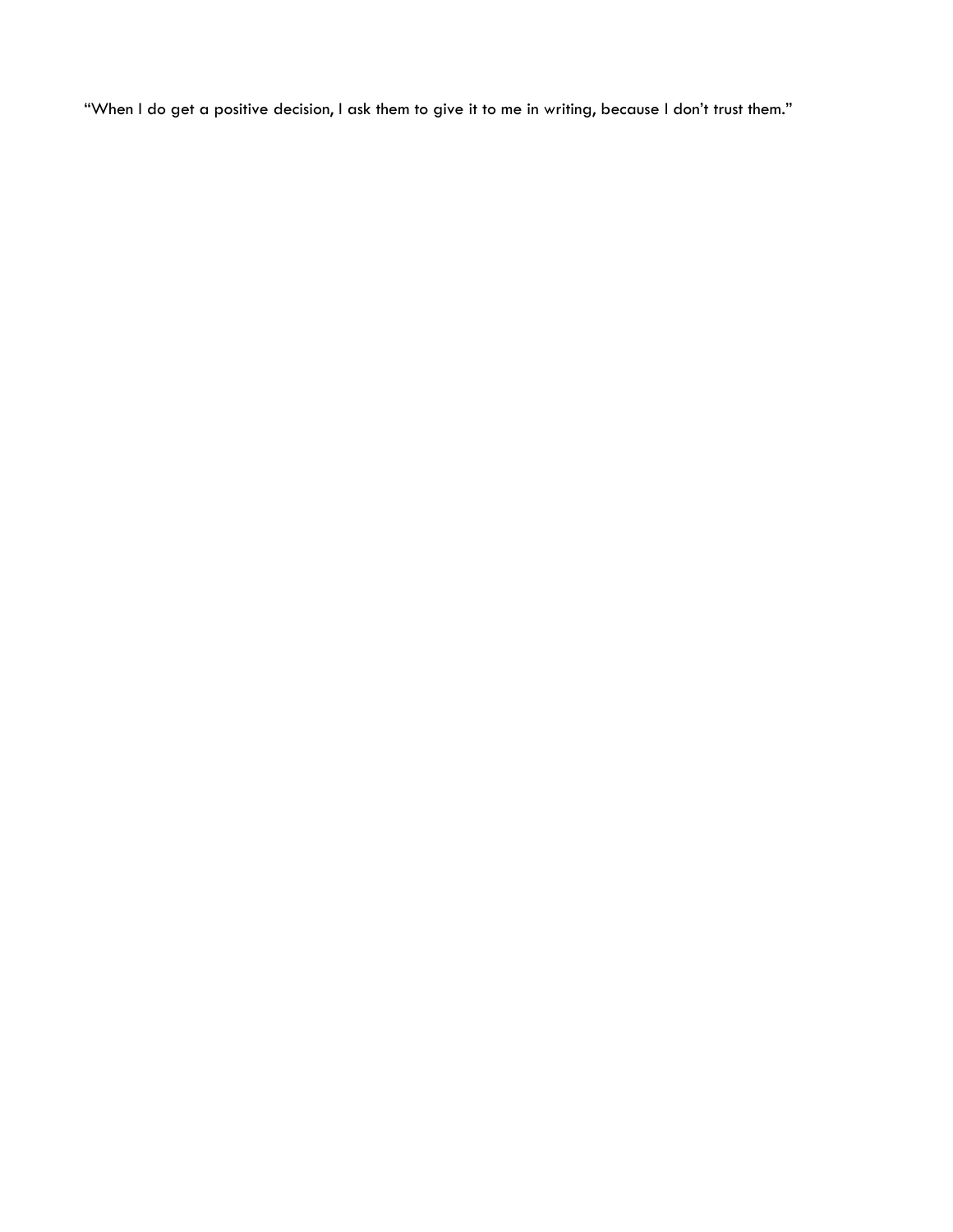"When I do get a positive decision, I ask them to give it to me in writing, because I don't trust them."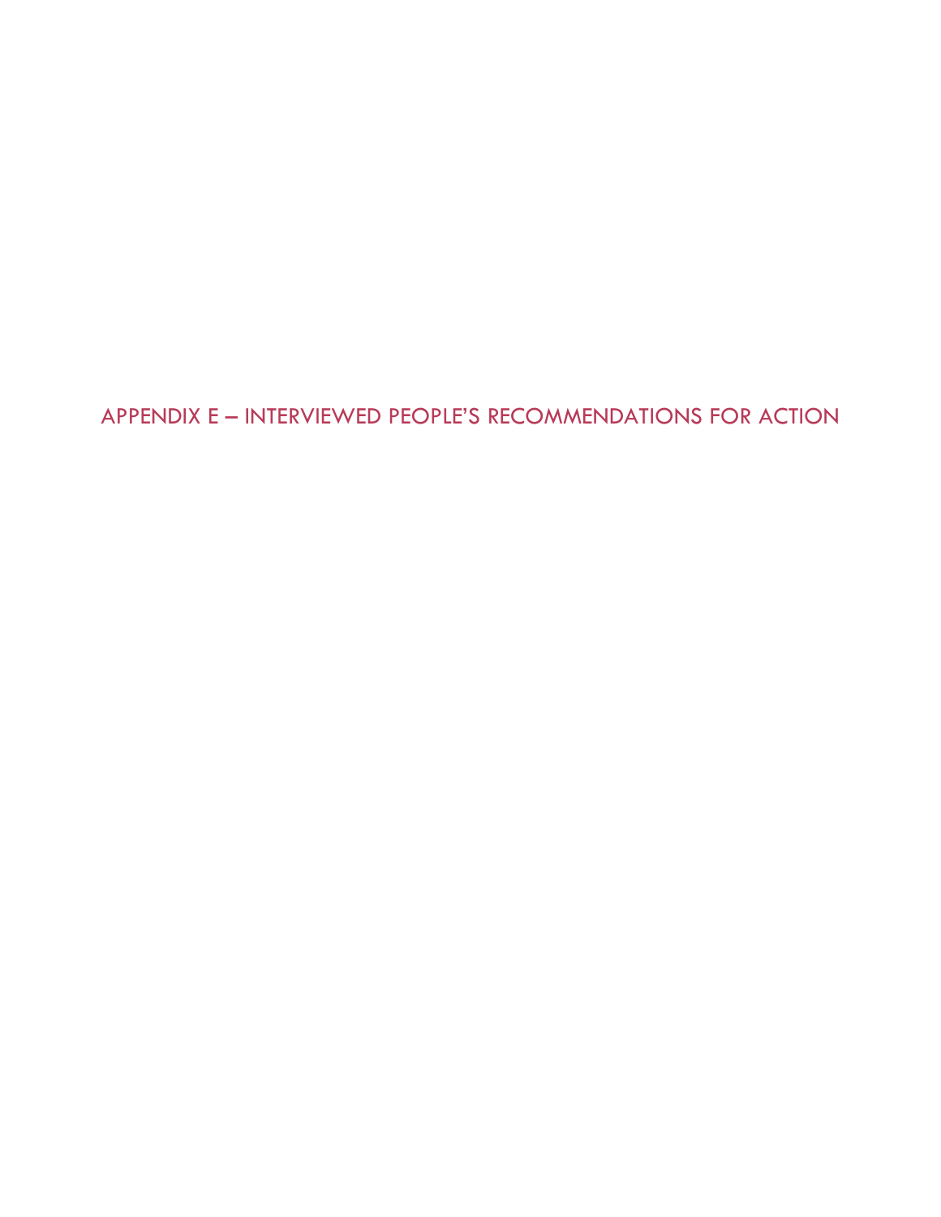# APPENDIX E – INTERVIEWED PEOPLE'S RECOMMENDATIONS FOR ACTION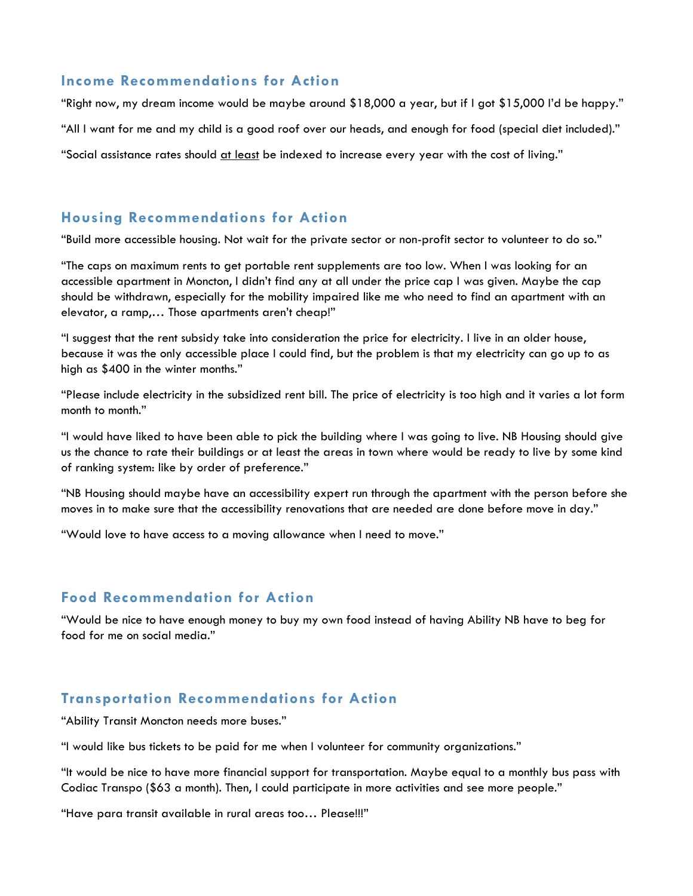## Income Recommendations for Action

"Right now, my dream income would be maybe around $18,000 a year, but if I got $15,000 I'd be happy."

"All I want for me and my child is a good roof over our heads, and enough for food (special diet included)."

"Social assistance rates should <u>at least</u> be indexed to increase every year with the cost of living."

## Housing Recommendations for Action

"Build more accessible housing. Not wait for the private sector or non-profit sector to volunteer to do so."

"The caps on maximum rents to get portable rent supplements are too low. When I was looking for an accessible apartment in Moncton, I didn't find any at all under the price cap I was given. Maybe the cap should be withdrawn, especially for the mobility impaired like me who need to find an apartment with an elevator, a ramp,… Those apartments aren't cheap!"

"I suggest that the rent subsidy take into consideration the price for electricity. I live in an older house, because it was the only accessible place I could find, but the problem is that my electricity can go up to as high as $400 in the winter months."

"Please include electricity in the subsidized rent bill. The price of electricity is too high and it varies a lot form month to month."

"I would have liked to have been able to pick the building where I was going to live. NB Housing should give us the chance to rate their buildings or at least the areas in town where would be ready to live by some kind of ranking system: like by order of preference."

"NB Housing should maybe have an accessibility expert run through the apartment with the person before she moves in to make sure that the accessibility renovations that are needed are done before move in day."

"Would love to have access to a moving allowance when I need to move."

## Food Recommendation for Action

"Would be nice to have enough money to buy my own food instead of having Ability NB have to beg for food for me on social media."

## Transportation Recommendations for Action

"Ability Transit Moncton needs more buses."

"I would like bus tickets to be paid for me when I volunteer for community organizations."

"It would be nice to have more financial support for transportation. Maybe equal to a monthly bus pass with Codiac Transpo ($63 a month). Then, I could participate in more activities and see more people."

"Have para transit available in rural areas too… Please!!!"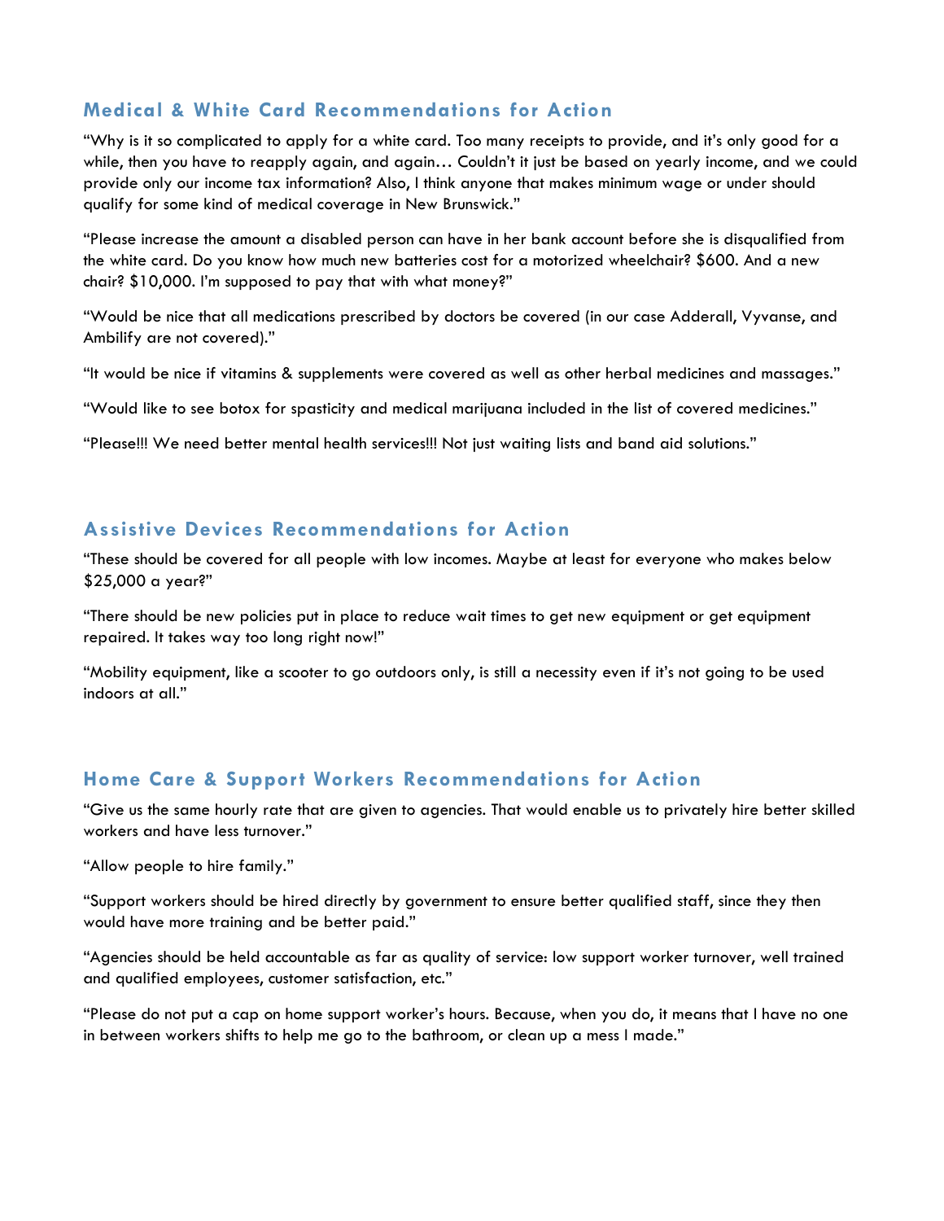## Medical & White Card Recommendations for Action

"Why is it so complicated to apply for a white card. Too many receipts to provide, and it's only good for a while, then you have to reapply again, and again… Couldn't it just be based on yearly income, and we could provide only our income tax information? Also, I think anyone that makes minimum wage or under should qualify for some kind of medical coverage in New Brunswick."

"Please increase the amount a disabled person can have in her bank account before she is disqualified from the white card. Do you know how much new batteries cost for a motorized wheelchair? $600. And a new chair? $10,000. I'm supposed to pay that with what money?"

"Would be nice that all medications prescribed by doctors be covered (in our case Adderall, Vyvanse, and Ambilify are not covered)."

"It would be nice if vitamins & supplements were covered as well as other herbal medicines and massages."

"Would like to see botox for spasticity and medical marijuana included in the list of covered medicines."

"Please!!! We need better mental health services!!! Not just waiting lists and band aid solutions."

## Assistive Devices Recommendations for Action

"These should be covered for all people with low incomes. Maybe at least for everyone who makes below $25,000 a year?"

"There should be new policies put in place to reduce wait times to get new equipment or get equipment repaired. It takes way too long right now!"

"Mobility equipment, like a scooter to go outdoors only, is still a necessity even if it's not going to be used indoors at all."

## Home Care & Support Workers Recommendations for Action

"Give us the same hourly rate that are given to agencies. That would enable us to privately hire better skilled workers and have less turnover."

"Allow people to hire family."

"Support workers should be hired directly by government to ensure better qualified staff, since they then would have more training and be better paid."

"Agencies should be held accountable as far as quality of service: low support worker turnover, well trained and qualified employees, customer satisfaction, etc."

"Please do not put a cap on home support worker's hours. Because, when you do, it means that I have no one in between workers shifts to help me go to the bathroom, or clean up a mess I made."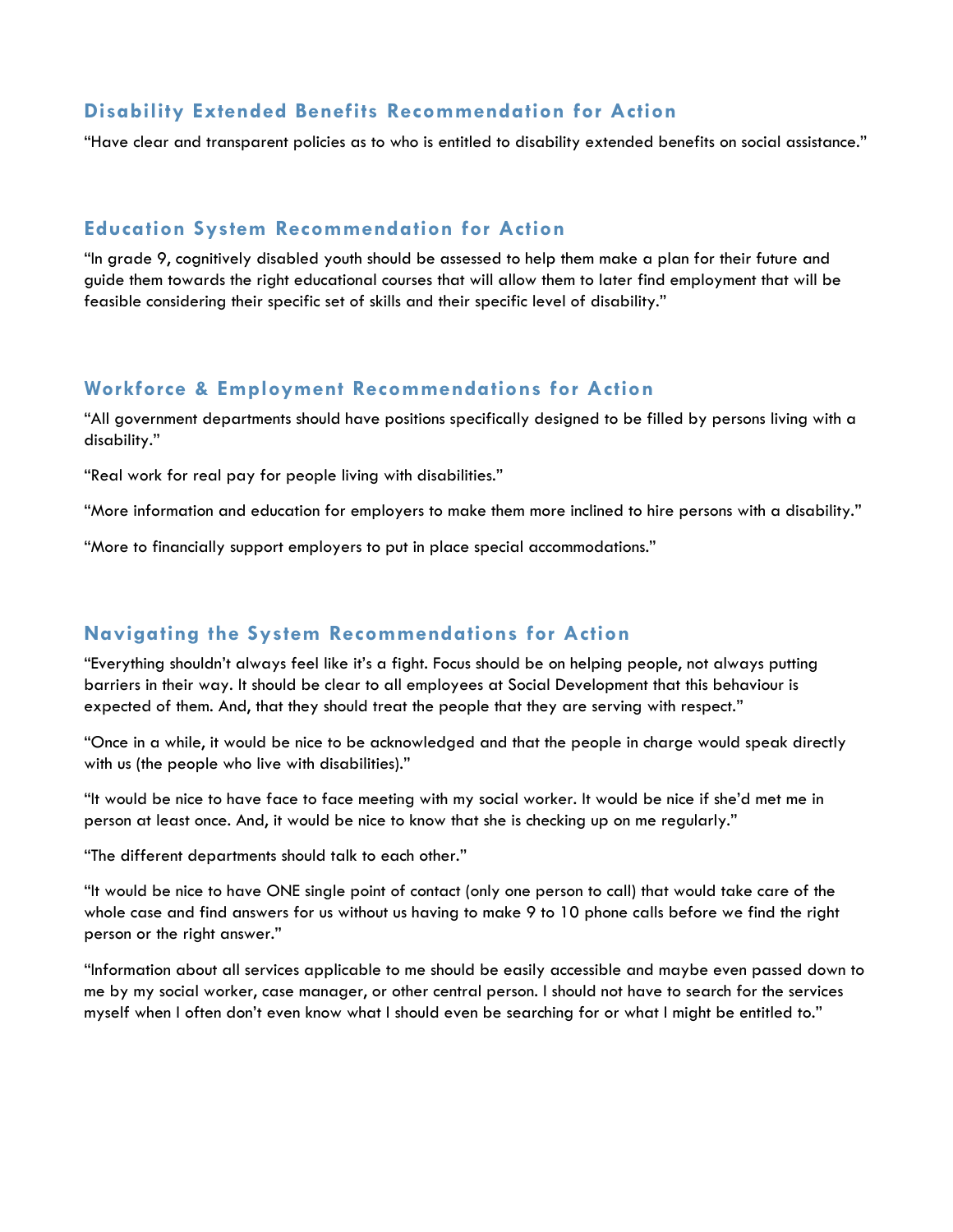## Disability Extended Benefits Recommendation for Action

"Have clear and transparent policies as to who is entitled to disability extended benefits on social assistance."

## Education System Recommendation for Action

"In grade 9, cognitively disabled youth should be assessed to help them make a plan for their future and guide them towards the right educational courses that will allow them to later find employment that will be feasible considering their specific set of skills and their specific level of disability."

## Workforce & Employment Recommendations for Action

"All government departments should have positions specifically designed to be filled by persons living with a disability."

"Real work for real pay for people living with disabilities."

"More information and education for employers to make them more inclined to hire persons with a disability."

"More to financially support employers to put in place special accommodations."

## Navigating the System Recommendations for Action

"Everything shouldn't always feel like it's a fight. Focus should be on helping people, not always putting barriers in their way. It should be clear to all employees at Social Development that this behaviour is expected of them. And, that they should treat the people that they are serving with respect."

"Once in a while, it would be nice to be acknowledged and that the people in charge would speak directly with us (the people who live with disabilities)."

"It would be nice to have face to face meeting with my social worker. It would be nice if she'd met me in person at least once. And, it would be nice to know that she is checking up on me regularly."

"The different departments should talk to each other."

"It would be nice to have ONE single point of contact (only one person to call) that would take care of the whole case and find answers for us without us having to make 9 to 10 phone calls before we find the right person or the right answer."

"Information about all services applicable to me should be easily accessible and maybe even passed down to me by my social worker, case manager, or other central person. I should not have to search for the services myself when I often don't even know what I should even be searching for or what I might be entitled to."